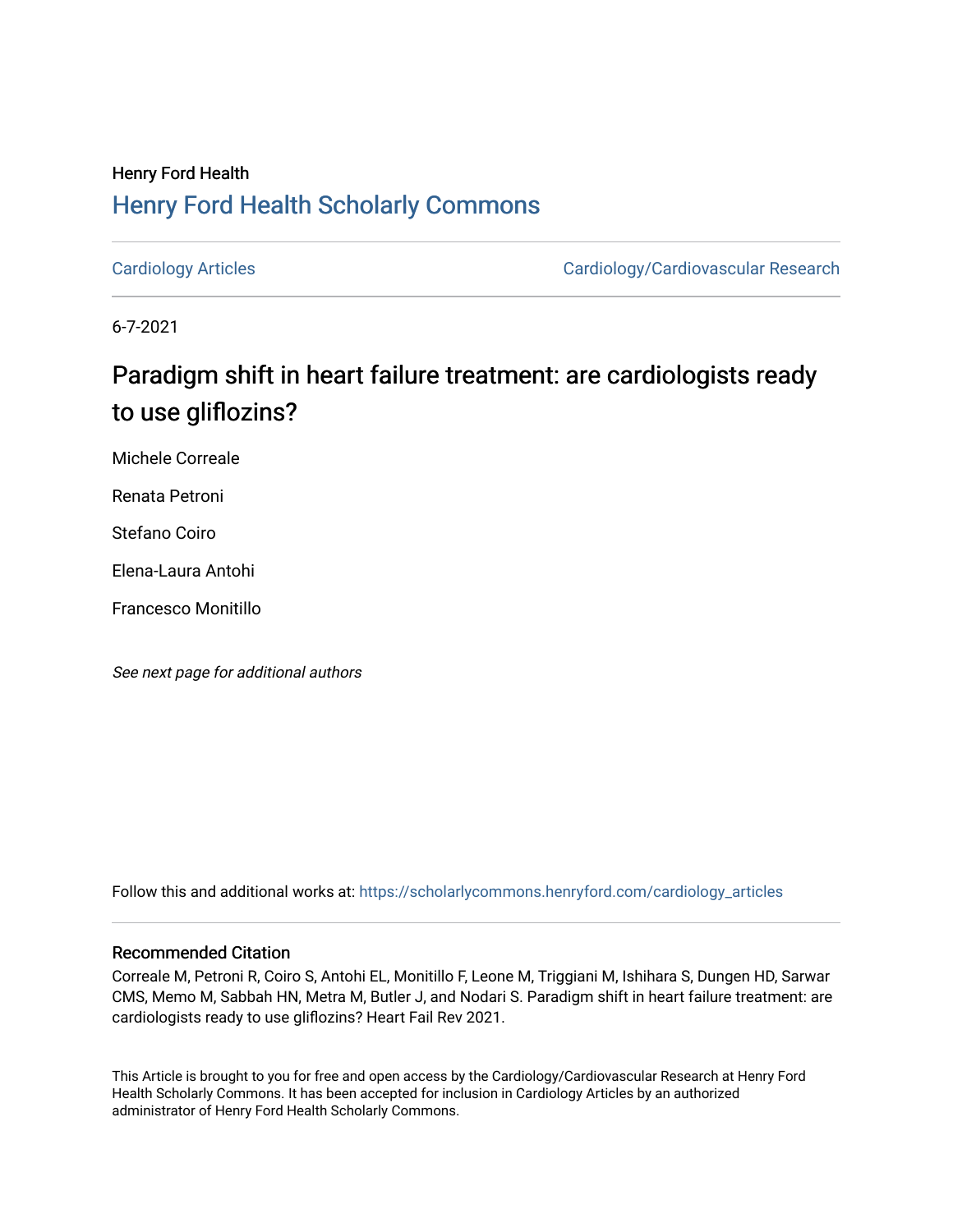Henry Ford Health

# Henry Ford Health Scholarly Commons

Cardiology Articles

Cardiology/Cardiovascular Research

6-7-2021

# Paradigm shift in heart failure treatment: are cardiologists ready to use gliflozins?

Michele Correale

Renata Petroni

Stefano Coiro

Elena-Laura Antohi

Francesco Monitillo

*See next page for additional authors*

Follow this and additional works at: https://scholarlycommons.henryford.com/cardiology_articles

## Recommended Citation

Correale M, Petroni R, Coiro S, Antohi EL, Monitillo F, Leone M, Triggiani M, Ishihara S, Dungen HD, Sarwar CMS, Memo M, Sabbah HN, Metra M, Butler J, and Nodari S. Paradigm shift in heart failure treatment: are cardiologists ready to use gliflozins? Heart Fail Rev 2021.

This Article is brought to you for free and open access by the Cardiology/Cardiovascular Research at Henry Ford Health Scholarly Commons. It has been accepted for inclusion in Cardiology Articles by an authorized administrator of Henry Ford Health Scholarly Commons.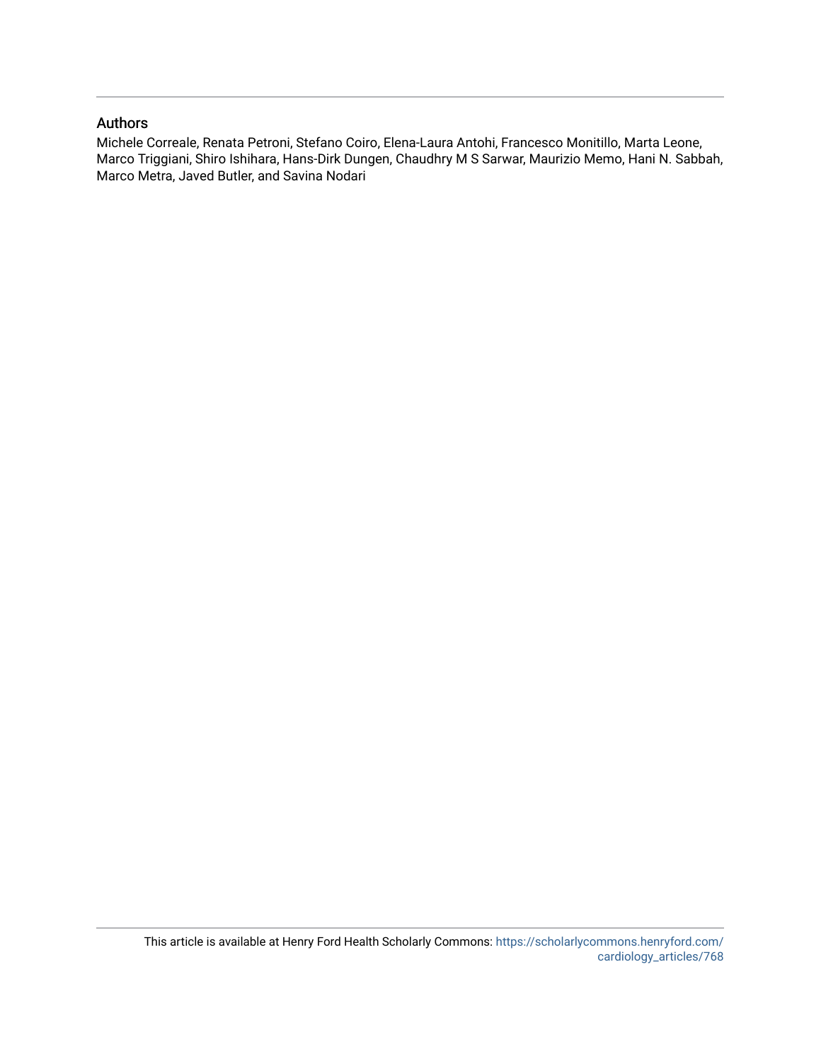## Authors

Michele Correale, Renata Petroni, Stefano Coiro, Elena-Laura Antohi, Francesco Monitillo, Marta Leone, Marco Triggiani, Shiro Ishihara, Hans-Dirk Dungen, Chaudhry M S Sarwar, Maurizio Memo, Hani N. Sabbah, Marco Metra, Javed Butler, and Savina Nodari

This article is available at Henry Ford Health Scholarly Commons: https://scholarlycommons.henryford.com/cardiology_articles/768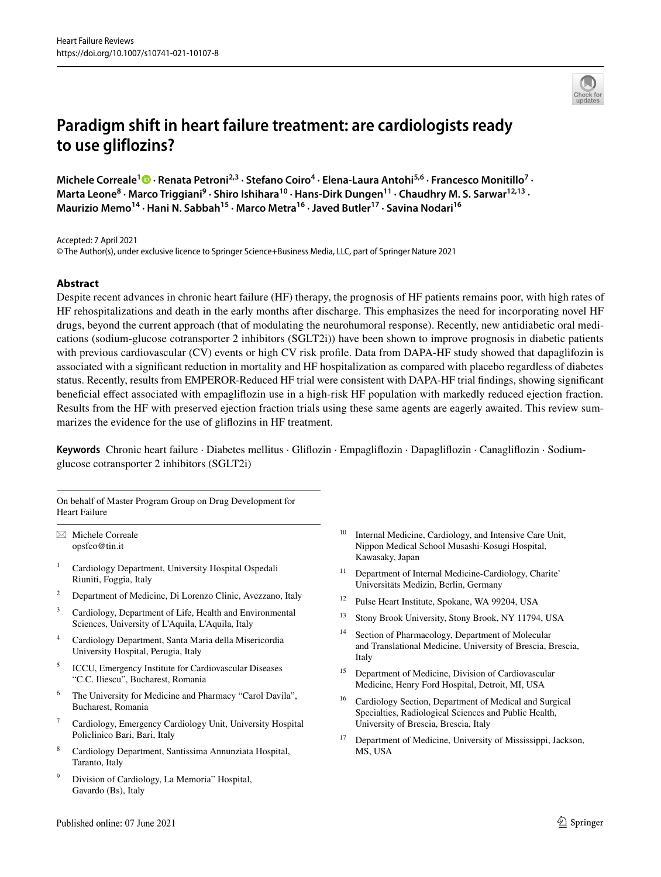# Paradigm shift in heart failure treatment: are cardiologists ready to use gliflozins?

**Michele Correale[1] · Renata Petroni[2,3] · Stefano Coiro[4] · Elena-Laura Antohi[5,6] · Francesco Monitillo[7] · Marta Leone[8] · Marco Triggiani[9] · Shiro Ishihara[10] · Hans-Dirk Dungen[11] · Chaudhry M. S. Sarwar[12,13] · Maurizio Memo[14] · Hani N. Sabbah[15] · Marco Metra[16] · Javed Butler[17] · Savina Nodari[16]**

Accepted: 7 April 2021
© The Author(s), under exclusive licence to Springer Science+Business Media, LLC, part of Springer Nature 2021

## Abstract

Despite recent advances in chronic heart failure (HF) therapy, the prognosis of HF patients remains poor, with high rates of HF rehospitalizations and death in the early months after discharge. This emphasizes the need for incorporating novel HF drugs, beyond the current approach (that of modulating the neurohumoral response). Recently, new antidiabetic oral medications (sodium-glucose cotransporter 2 inhibitors (SGLT2i)) have been shown to improve prognosis in diabetic patients with previous cardiovascular (CV) events or high CV risk profile. Data from DAPA-HF study showed that dapagliflozin is associated with a significant reduction in mortality and HF hospitalization as compared with placebo regardless of diabetes status. Recently, results from EMPEROR-Reduced HF trial were consistent with DAPA-HF trial findings, showing significant beneficial effect associated with empagliflozin use in a high-risk HF population with markedly reduced ejection fraction. Results from the HF with preserved ejection fraction trials using these same agents are eagerly awaited. This review summarizes the evidence for the use of gliflozins in HF treatment.

**Keywords** Chronic heart failure · Diabetes mellitus · Gliflozin · Empagliflozin · Dapagliflozin · Canagliflozin · Sodium-glucose cotransporter 2 inhibitors (SGLT2i)

On behalf of Master Program Group on Drug Development for Heart Failure

✉ Michele Correale
opsfco@tin.it

1. Cardiology Department, University Hospital Ospedali Riuniti, Foggia, Italy
2. Department of Medicine, Di Lorenzo Clinic, Avezzano, Italy
3. Cardiology, Department of Life, Health and Environmental Sciences, University of L'Aquila, L'Aquila, Italy
4. Cardiology Department, Santa Maria della Misericordia University Hospital, Perugia, Italy
5. ICCU, Emergency Institute for Cardiovascular Diseases "C.C. Iliescu", Bucharest, Romania
6. The University for Medicine and Pharmacy "Carol Davila", Bucharest, Romania
7. Cardiology, Emergency Cardiology Unit, University Hospital Policlinico Bari, Bari, Italy
8. Cardiology Department, Santissima Annunziata Hospital, Taranto, Italy
9. Division of Cardiology, La Memoria" Hospital, Gavardo (Bs), Italy
10. Internal Medicine, Cardiology, and Intensive Care Unit, Nippon Medical School Musashi-Kosugi Hospital, Kawasaky, Japan
11. Department of Internal Medicine-Cardiology, Charite' Universitäts Medizin, Berlin, Germany
12. Pulse Heart Institute, Spokane, WA 99204, USA
13. Stony Brook University, Stony Brook, NY 11794, USA
14. Section of Pharmacology, Department of Molecular and Translational Medicine, University of Brescia, Brescia, Italy
15. Department of Medicine, Division of Cardiovascular Medicine, Henry Ford Hospital, Detroit, MI, USA
16. Cardiology Section, Department of Medical and Surgical Specialties, Radiological Sciences and Public Health, University of Brescia, Brescia, Italy
17. Department of Medicine, University of Mississippi, Jackson, MS, USA

Published online: 07 June 2021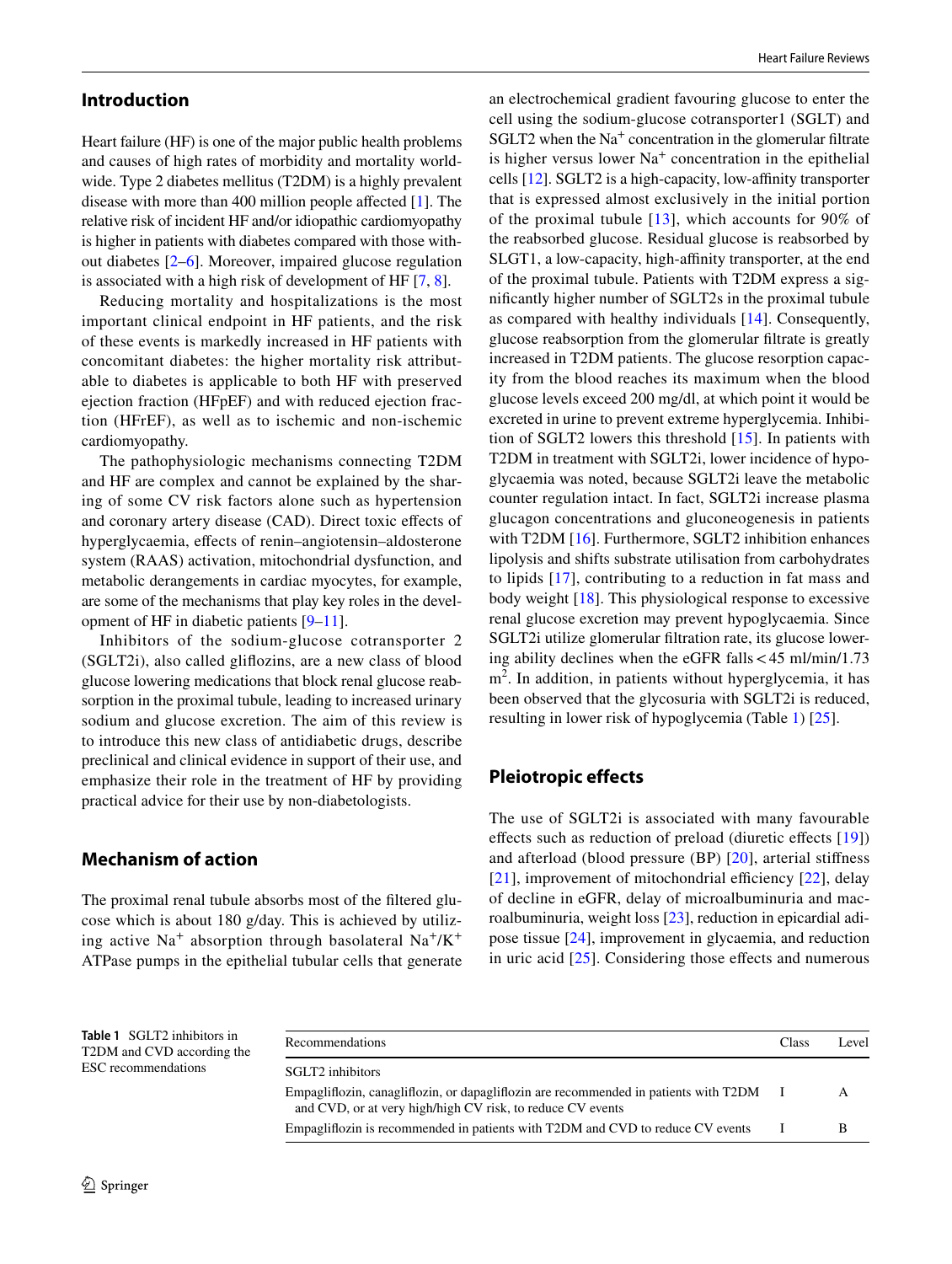## Introduction

Heart failure (HF) is one of the major public health problems and causes of high rates of morbidity and mortality worldwide. Type 2 diabetes mellitus (T2DM) is a highly prevalent disease with more than 400 million people affected [1]. The relative risk of incident HF and/or idiopathic cardiomyopathy is higher in patients with diabetes compared with those without diabetes [2–6]. Moreover, impaired glucose regulation is associated with a high risk of development of HF [7, 8].

Reducing mortality and hospitalizations is the most important clinical endpoint in HF patients, and the risk of these events is markedly increased in HF patients with concomitant diabetes: the higher mortality risk attributable to diabetes is applicable to both HF with preserved ejection fraction (HFpEF) and with reduced ejection fraction (HFrEF), as well as to ischemic and non-ischemic cardiomyopathy.

The pathophysiologic mechanisms connecting T2DM and HF are complex and cannot be explained by the sharing of some CV risk factors alone such as hypertension and coronary artery disease (CAD). Direct toxic effects of hyperglycaemia, effects of renin–angiotensin–aldosterone system (RAAS) activation, mitochondrial dysfunction, and metabolic derangements in cardiac myocytes, for example, are some of the mechanisms that play key roles in the development of HF in diabetic patients [9–11].

Inhibitors of the sodium-glucose cotransporter 2 (SGLT2i), also called gliflozins, are a new class of blood glucose lowering medications that block renal glucose reabsorption in the proximal tubule, leading to increased urinary sodium and glucose excretion. The aim of this review is to introduce this new class of antidiabetic drugs, describe preclinical and clinical evidence in support of their use, and emphasize their role in the treatment of HF by providing practical advice for their use by non-diabetologists.

## Mechanism of action

The proximal renal tubule absorbs most of the filtered glucose which is about 180 g/day. This is achieved by utilizing active $Na^+$ absorption through basolateral $Na^+/K^+$ ATPase pumps in the epithelial tubular cells that generate an electrochemical gradient favouring glucose to enter the cell using the sodium-glucose cotransporter1 (SGLT) and SGLT2 when the $Na^+$ concentration in the glomerular filtrate is higher versus lower $Na^+$ concentration in the epithelial cells [12]. SGLT2 is a high-capacity, low-affinity transporter that is expressed almost exclusively in the initial portion of the proximal tubule [13], which accounts for 90% of the reabsorbed glucose. Residual glucose is reabsorbed by SLGT1, a low-capacity, high-affinity transporter, at the end of the proximal tubule. Patients with T2DM express a significantly higher number of SGLT2s in the proximal tubule as compared with healthy individuals [14]. Consequently, glucose reabsorption from the glomerular filtrate is greatly increased in T2DM patients. The glucose resorption capacity from the blood reaches its maximum when the blood glucose levels exceed 200 mg/dl, at which point it would be excreted in urine to prevent extreme hyperglycemia. Inhibition of SGLT2 lowers this threshold [15]. In patients with T2DM in treatment with SGLT2i, lower incidence of hypoglycaemia was noted, because SGLT2i leave the metabolic counter regulation intact. In fact, SGLT2i increase plasma glucagon concentrations and gluconeogenesis in patients with T2DM [16]. Furthermore, SGLT2 inhibition enhances lipolysis and shifts substrate utilisation from carbohydrates to lipids [17], contributing to a reduction in fat mass and body weight [18]. This physiological response to excessive renal glucose excretion may prevent hypoglycaemia. Since SGLT2i utilize glomerular filtration rate, its glucose lowering ability declines when the eGFR falls < 45 ml/min/1.73 $m^2$. In addition, in patients without hyperglycemia, it has been observed that the glycosuria with SGLT2i is reduced, resulting in lower risk of hypoglycemia (Table 1) [25].

## Pleiotropic effects

The use of SGLT2i is associated with many favourable effects such as reduction of preload (diuretic effects [19]) and afterload (blood pressure (BP) [20], arterial stiffness [21], improvement of mitochondrial efficiency [22], delay of decline in eGFR, delay of microalbuminuria and macroalbuminuria, weight loss [23], reduction in epicardial adipose tissue [24], improvement in glycaemia, and reduction in uric acid [25]. Considering those effects and numerous

**Table 1** SGLT2 inhibitors in T2DM and CVD according the ESC recommendations

| Recommendations | Class | Level |
|---|---|---|
| SGLT2 inhibitors | | |
| Empagliflozin, canagliflozin, or dapagliflozin are recommended in patients with T2DM and CVD, or at very high/high CV risk, to reduce CV events | I | A |
| Empagliflozin is recommended in patients with T2DM and CVD to reduce CV events | I | B |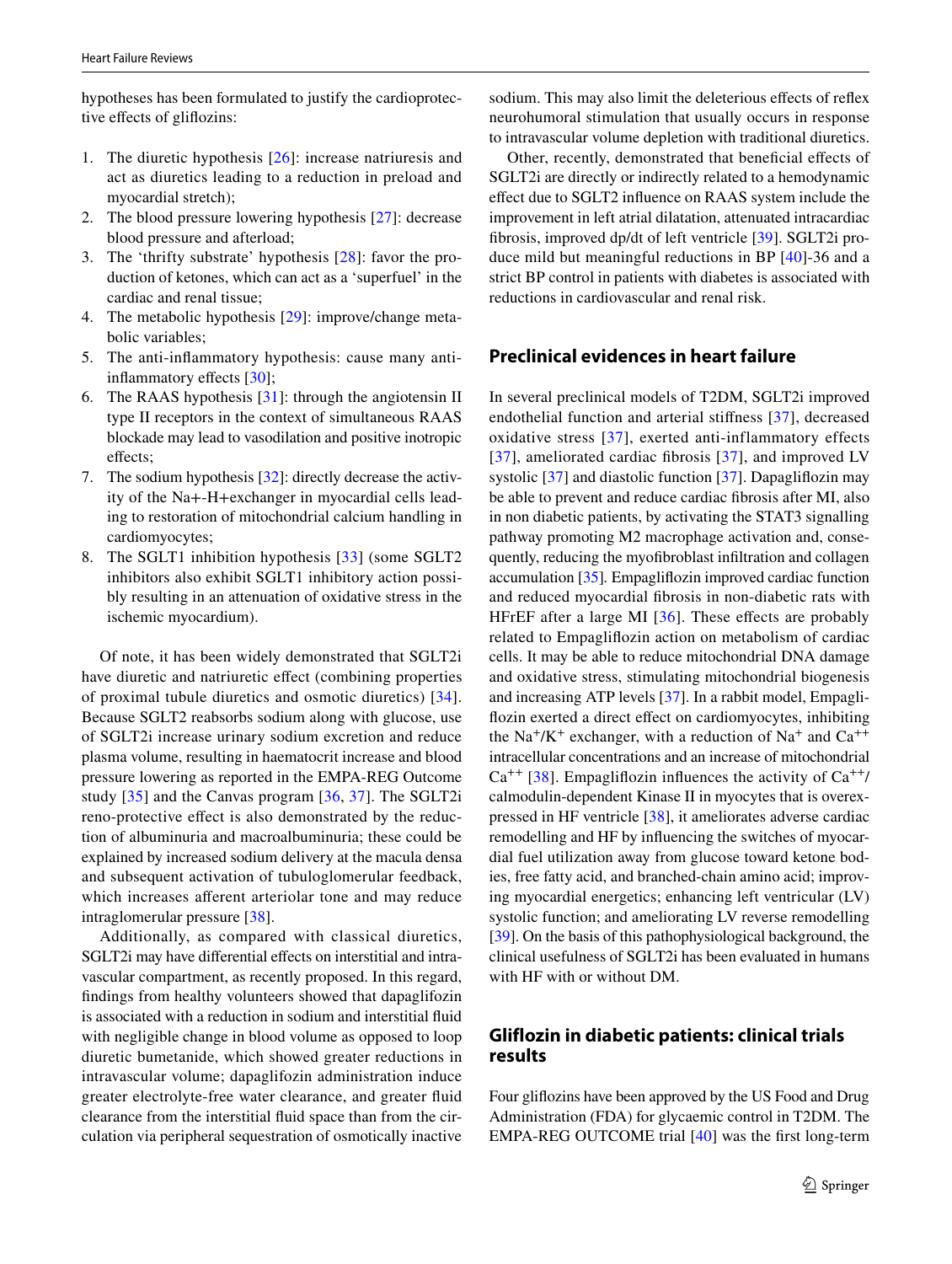hypotheses has been formulated to justify the cardioprotective effects of gliflozins:

1. The diuretic hypothesis [26]: increase natriuresis and act as diuretics leading to a reduction in preload and myocardial stretch);
2. The blood pressure lowering hypothesis [27]: decrease blood pressure and afterload;
3. The 'thrifty substrate' hypothesis [28]: favor the production of ketones, which can act as a 'superfuel' in the cardiac and renal tissue;
4. The metabolic hypothesis [29]: improve/change metabolic variables;
5. The anti-inflammatory hypothesis: cause many anti-inflammatory effects [30];
6. The RAAS hypothesis [31]: through the angiotensin II type II receptors in the context of simultaneous RAAS blockade may lead to vasodilation and positive inotropic effects;
7. The sodium hypothesis [32]: directly decrease the activity of the Na+-H+exchanger in myocardial cells leading to restoration of mitochondrial calcium handling in cardiomyocytes;
8. The SGLT1 inhibition hypothesis [33] (some SGLT2 inhibitors also exhibit SGLT1 inhibitory action possibly resulting in an attenuation of oxidative stress in the ischemic myocardium).

Of note, it has been widely demonstrated that SGLT2i have diuretic and natriuretic effect (combining properties of proximal tubule diuretics and osmotic diuretics) [34]. Because SGLT2 reabsorbs sodium along with glucose, use of SGLT2i increase urinary sodium excretion and reduce plasma volume, resulting in haematocrit increase and blood pressure lowering as reported in the EMPA-REG Outcome study [35] and the Canvas program [36, 37]. The SGLT2i reno-protective effect is also demonstrated by the reduction of albuminuria and macroalbuminuria; these could be explained by increased sodium delivery at the macula densa and subsequent activation of tubuloglomerular feedback, which increases afferent arteriolar tone and may reduce intraglomerular pressure [38].

Additionally, as compared with classical diuretics, SGLT2i may have differential effects on interstitial and intravascular compartment, as recently proposed. In this regard, findings from healthy volunteers showed that dapaglifozin is associated with a reduction in sodium and interstitial fluid with negligible change in blood volume as opposed to loop diuretic bumetanide, which showed greater reductions in intravascular volume; dapagliflozin administration induce greater electrolyte-free water clearance, and greater fluid clearance from the interstitial fluid space than from the circulation via peripheral sequestration of osmotically inactive sodium. This may also limit the deleterious effects of reflex neurohumoral stimulation that usually occurs in response to intravascular volume depletion with traditional diuretics.

Other, recently, demonstrated that beneficial effects of SGLT2i are directly or indirectly related to a hemodynamic effect due to SGLT2 influence on RAAS system include the improvement in left atrial dilatation, attenuated intracardiac fibrosis, improved dp/dt of left ventricle [39]. SGLT2i produce mild but meaningful reductions in BP [40]-36 and a strict BP control in patients with diabetes is associated with reductions in cardiovascular and renal risk.

## Preclinical evidences in heart failure

In several preclinical models of T2DM, SGLT2i improved endothelial function and arterial stiffness [37], decreased oxidative stress [37], exerted anti-inflammatory effects [37], ameliorated cardiac fibrosis [37], and improved LV systolic [37] and diastolic function [37]. Dapagliflozin may be able to prevent and reduce cardiac fibrosis after MI, also in non diabetic patients, by activating the STAT3 signalling pathway promoting M2 macrophage activation and, consequently, reducing the myofibroblast infiltration and collagen accumulation [35]. Empagliflozin improved cardiac function and reduced myocardial fibrosis in non-diabetic rats with HFrEF after a large MI [36]. These effects are probably related to Empagliflozin action on metabolism of cardiac cells. It may be able to reduce mitochondrial DNA damage and oxidative stress, stimulating mitochondrial biogenesis and increasing ATP levels [37]. In a rabbit model, Empagliflozin exerted a direct effect on cardiomyocytes, inhibiting the $Na^{+}/K^{+}$ exchanger, with a reduction of $Na^{+}$ and $Ca^{++}$ intracellular concentrations and an increase of mitochondrial $Ca^{++}$ [38]. Empagliflozin influences the activity of $Ca^{++}$/calmodulin-dependent Kinase II in myocytes that is overexpressed in HF ventricle [38], it ameliorates adverse cardiac remodelling and HF by influencing the switches of myocardial fuel utilization away from glucose toward ketone bodies, free fatty acid, and branched-chain amino acid; improving myocardial energetics; enhancing left ventricular (LV) systolic function; and ameliorating LV reverse remodelling [39]. On the basis of this pathophysiological background, the clinical usefulness of SGLT2i has been evaluated in humans with HF with or without DM.

## Gliflozin in diabetic patients: clinical trials results

Four gliflozins have been approved by the US Food and Drug Administration (FDA) for glycaemic control in T2DM. The EMPA-REG OUTCOME trial [40] was the first long-term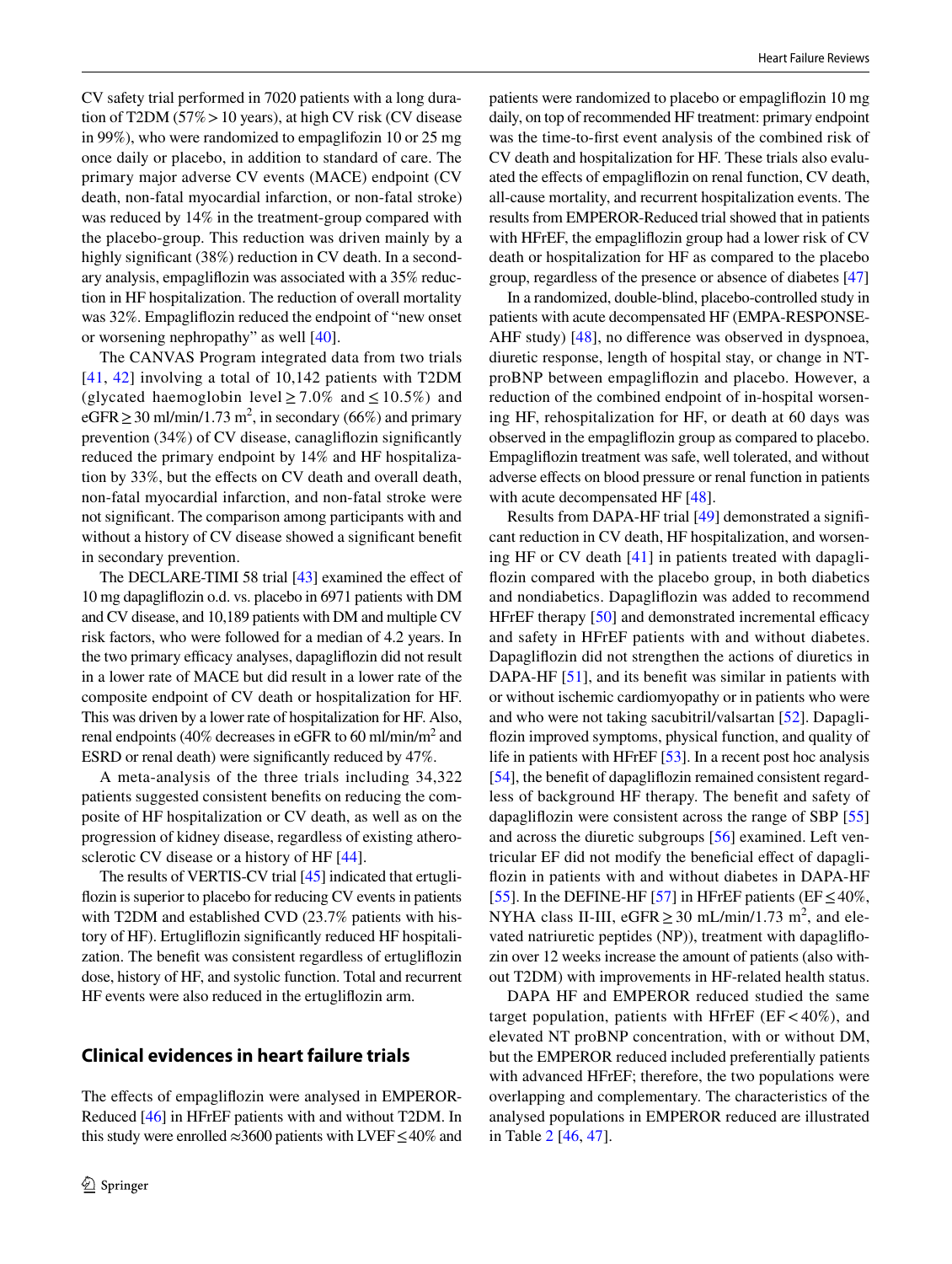CV safety trial performed in 7020 patients with a long duration of T2DM (57% > 10 years), at high CV risk (CV disease in 99%), who were randomized to empagliflozin 10 or 25 mg once daily or placebo, in addition to standard of care. The primary major adverse CV events (MACE) endpoint (CV death, non-fatal myocardial infarction, or non-fatal stroke) was reduced by 14% in the treatment-group compared with the placebo-group. This reduction was driven mainly by a highly significant (38%) reduction in CV death. In a secondary analysis, empagliflozin was associated with a 35% reduction in HF hospitalization. The reduction of overall mortality was 32%. Empagliflozin reduced the endpoint of "new onset or worsening nephropathy" as well [40].

The CANVAS Program integrated data from two trials [41, 42] involving a total of 10,142 patients with T2DM (glycated haemoglobin level ≥ 7.0% and ≤ 10.5%) and eGFR ≥ 30 ml/min/1.73 $m^2$, in secondary (66%) and primary prevention (34%) of CV disease, canagliflozin significantly reduced the primary endpoint by 14% and HF hospitalization by 33%, but the effects on CV death and overall death, non-fatal myocardial infarction, and non-fatal stroke were not significant. The comparison among participants with and without a history of CV disease showed a significant benefit in secondary prevention.

The DECLARE-TIMI 58 trial [43] examined the effect of 10 mg dapagliflozin o.d. vs. placebo in 6971 patients with DM and CV disease, and 10,189 patients with DM and multiple CV risk factors, who were followed for a median of 4.2 years. In the two primary efficacy analyses, dapagliflozin did not result in a lower rate of MACE but did result in a lower rate of the composite endpoint of CV death or hospitalization for HF. This was driven by a lower rate of hospitalization for HF. Also, renal endpoints (40% decreases in eGFR to 60 ml/min/$m^2$ and ESRD or renal death) were significantly reduced by 47%.

A meta-analysis of the three trials including 34,322 patients suggested consistent benefits on reducing the composite of HF hospitalization or CV death, as well as on the progression of kidney disease, regardless of existing atherosclerotic CV disease or a history of HF [44].

The results of VERTIS-CV trial [45] indicated that ertugliflozin is superior to placebo for reducing CV events in patients with T2DM and established CVD (23.7% patients with history of HF). Ertugliflozin significantly reduced HF hospitalization. The benefit was consistent regardless of ertugliflozin dose, history of HF, and systolic function. Total and recurrent HF events were also reduced in the ertugliflozin arm.

## Clinical evidences in heart failure trials

The effects of empagliflozin were analysed in EMPEROR-Reduced [46] in HFrEF patients with and without T2DM. In this study were enrolled ≈3600 patients with LVEF ≤ 40% and patients were randomized to placebo or empagliflozin 10 mg daily, on top of recommended HF treatment: primary endpoint was the time-to-first event analysis of the combined risk of CV death and hospitalization for HF. These trials also evaluated the effects of empagliflozin on renal function, CV death, all-cause mortality, and recurrent hospitalization events. The results from EMPEROR-Reduced trial showed that in patients with HFrEF, the empagliflozin group had a lower risk of CV death or hospitalization for HF as compared to the placebo group, regardless of the presence or absence of diabetes [47].

In a randomized, double-blind, placebo-controlled study in patients with acute decompensated HF (EMPA-RESPONSE-AHF study) [48], no difference was observed in dyspnoea, diuretic response, length of hospital stay, or change in NT-proBNP between empagliflozin and placebo. However, a reduction of the combined endpoint of in-hospital worsening HF, rehospitalization for HF, or death at 60 days was observed in the empagliflozin group as compared to placebo. Empagliflozin treatment was safe, well tolerated, and without adverse effects on blood pressure or renal function in patients with acute decompensated HF [48].

Results from DAPA-HF trial [49] demonstrated a significant reduction in CV death, HF hospitalization, and worsening HF or CV death [41] in patients treated with dapagliflozin compared with the placebo group, in both diabetics and nondiabetics. Dapagliflozin was added to recommend HFrEF therapy [50] and demonstrated incremental efficacy and safety in HFrEF patients with and without diabetes. Dapagliflozin did not strengthen the actions of diuretics in DAPA-HF [51], and its benefit was similar in patients with or without ischemic cardiomyopathy or in patients who were and who were not taking sacubitril/valsartan [52]. Dapagliflozin improved symptoms, physical function, and quality of life in patients with HFrEF [53]. In a recent post hoc analysis [54], the benefit of dapagliflozin remained consistent regardless of background HF therapy. The benefit and safety of dapagliflozin were consistent across the range of SBP [55] and across the diuretic subgroups [56] examined. Left ventricular EF did not modify the beneficial effect of dapagliflozin in patients with and without diabetes in DAPA-HF [55]. In the DEFINE-HF [57] in HFrEF patients (EF ≤ 40%, NYHA class II-III, eGFR ≥ 30 mL/min/1.73 $m^2$, and elevated natriuretic peptides (NP)), treatment with dapagliflozin over 12 weeks increase the amount of patients (also without T2DM) with improvements in HF-related health status.

DAPA HF and EMPEROR reduced studied the same target population, patients with HFrEF (EF < 40%), and elevated NT proBNP concentration, with or without DM, but the EMPEROR reduced included preferentially patients with advanced HFrEF; therefore, the two populations were overlapping and complementary. The characteristics of the analysed populations in EMPEROR reduced are illustrated in Table 2 [46, 47].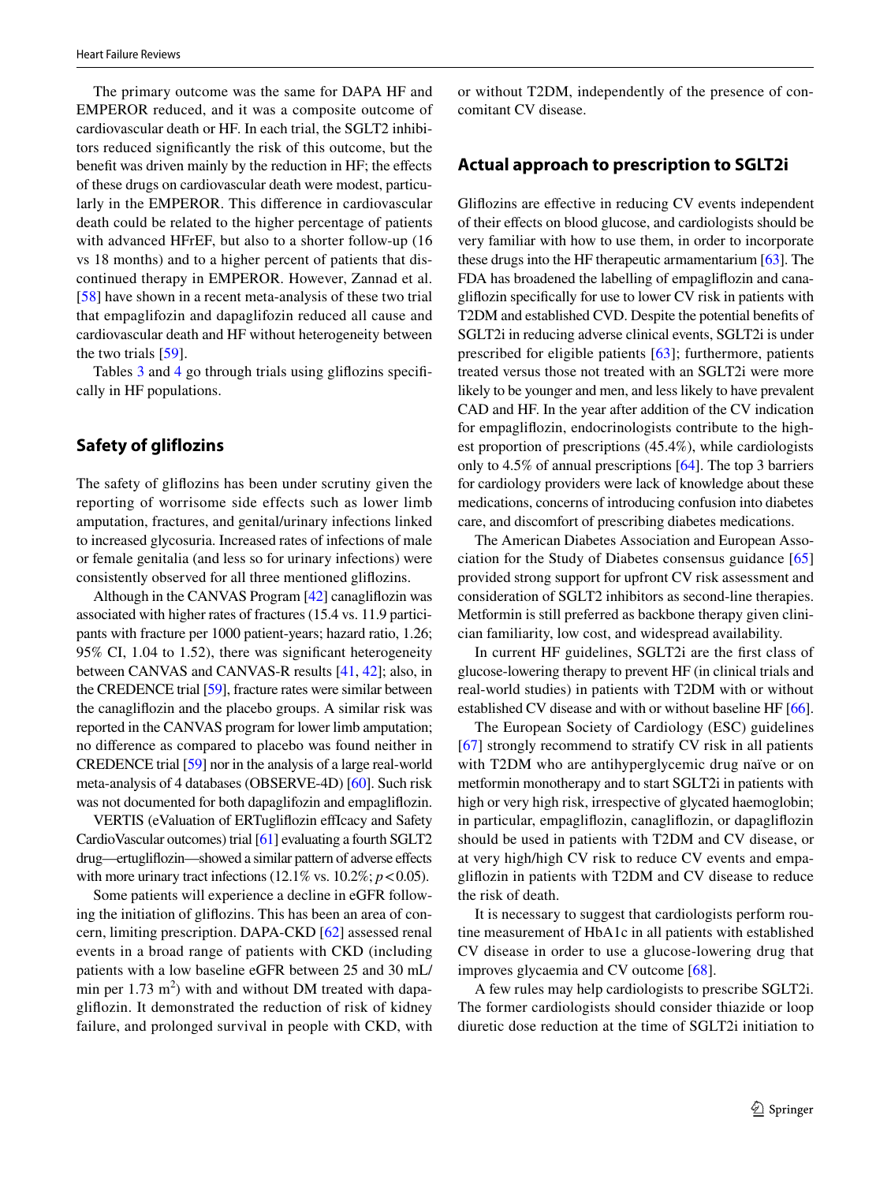The primary outcome was the same for DAPA HF and EMPEROR reduced, and it was a composite outcome of cardiovascular death or HF. In each trial, the SGLT2 inhibitors reduced significantly the risk of this outcome, but the benefit was driven mainly by the reduction in HF; the effects of these drugs on cardiovascular death were modest, particularly in the EMPEROR. This difference in cardiovascular death could be related to the higher percentage of patients with advanced HFrEF, but also to a shorter follow-up (16 vs 18 months) and to a higher percent of patients that discontinued therapy in EMPEROR. However, Zannad et al. [58] have shown in a recent meta-analysis of these two trial that empaglifozin and dapaglifozin reduced all cause and cardiovascular death and HF without heterogeneity between the two trials [59].

Tables 3 and 4 go through trials using gliflozins specifically in HF populations.

## Safety of gliflozins

The safety of gliflozins has been under scrutiny given the reporting of worrisome side effects such as lower limb amputation, fractures, and genital/urinary infections linked to increased glycosuria. Increased rates of infections of male or female genitalia (and less so for urinary infections) were consistently observed for all three mentioned gliflozins.

Although in the CANVAS Program [42] canagliflozin was associated with higher rates of fractures (15.4 vs. 11.9 participants with fracture per 1000 patient-years; hazard ratio, 1.26; 95% CI, 1.04 to 1.52), there was significant heterogeneity between CANVAS and CANVAS-R results [41, 42]; also, in the CREDENCE trial [59], fracture rates were similar between the canagliflozin and the placebo groups. A similar risk was reported in the CANVAS program for lower limb amputation; no difference as compared to placebo was found neither in CREDENCE trial [59] nor in the analysis of a large real-world meta-analysis of 4 databases (OBSERVE-4D) [60]. Such risk was not documented for both dapaglifozin and empagliflozin.

VERTIS (eValuation of ERTugliflozin effIcacy and Safety CardioVascular outcomes) trial [61] evaluating a fourth SGLT2 drug—ertugliflozin—showed a similar pattern of adverse effects with more urinary tract infections (12.1% vs. 10.2%; $p < 0.05$).

Some patients will experience a decline in eGFR following the initiation of gliflozins. This has been an area of concern, limiting prescription. DAPA-CKD [62] assessed renal events in a broad range of patients with CKD (including patients with a low baseline eGFR between 25 and 30 mL/min per 1.73 $m^2$) with and without DM treated with dapagliflozin. It demonstrated the reduction of risk of kidney failure, and prolonged survival in people with CKD, with or without T2DM, independently of the presence of concomitant CV disease.

## Actual approach to prescription to SGLT2i

Gliflozins are effective in reducing CV events independent of their effects on blood glucose, and cardiologists should be very familiar with how to use them, in order to incorporate these drugs into the HF therapeutic armamentarium [63]. The FDA has broadened the labelling of empagliflozin and canagliflozin specifically for use to lower CV risk in patients with T2DM and established CVD. Despite the potential benefits of SGLT2i in reducing adverse clinical events, SGLT2i is under prescribed for eligible patients [63]; furthermore, patients treated versus those not treated with an SGLT2i were more likely to be younger and men, and less likely to have prevalent CAD and HF. In the year after addition of the CV indication for empagliflozin, endocrinologists contribute to the highest proportion of prescriptions (45.4%), while cardiologists only to 4.5% of annual prescriptions [64]. The top 3 barriers for cardiology providers were lack of knowledge about these medications, concerns of introducing confusion into diabetes care, and discomfort of prescribing diabetes medications.

The American Diabetes Association and European Association for the Study of Diabetes consensus guidance [65] provided strong support for upfront CV risk assessment and consideration of SGLT2 inhibitors as second-line therapies. Metformin is still preferred as backbone therapy given clinician familiarity, low cost, and widespread availability.

In current HF guidelines, SGLT2i are the first class of glucose-lowering therapy to prevent HF (in clinical trials and real-world studies) in patients with T2DM with or without established CV disease and with or without baseline HF [66].

The European Society of Cardiology (ESC) guidelines [67] strongly recommend to stratify CV risk in all patients with T2DM who are antihyperglycemic drug naïve or on metformin monotherapy and to start SGLT2i in patients with high or very high risk, irrespective of glycated haemoglobin; in particular, empagliflozin, canagliflozin, or dapagliflozin should be used in patients with T2DM and CV disease, or at very high/high CV risk to reduce CV events and empagliflozin in patients with T2DM and CV disease to reduce the risk of death.

It is necessary to suggest that cardiologists perform routine measurement of HbA1c in all patients with established CV disease in order to use a glucose-lowering drug that improves glycaemia and CV outcome [68].

A few rules may help cardiologists to prescribe SGLT2i. The former cardiologists should consider thiazide or loop diuretic dose reduction at the time of SGLT2i initiation to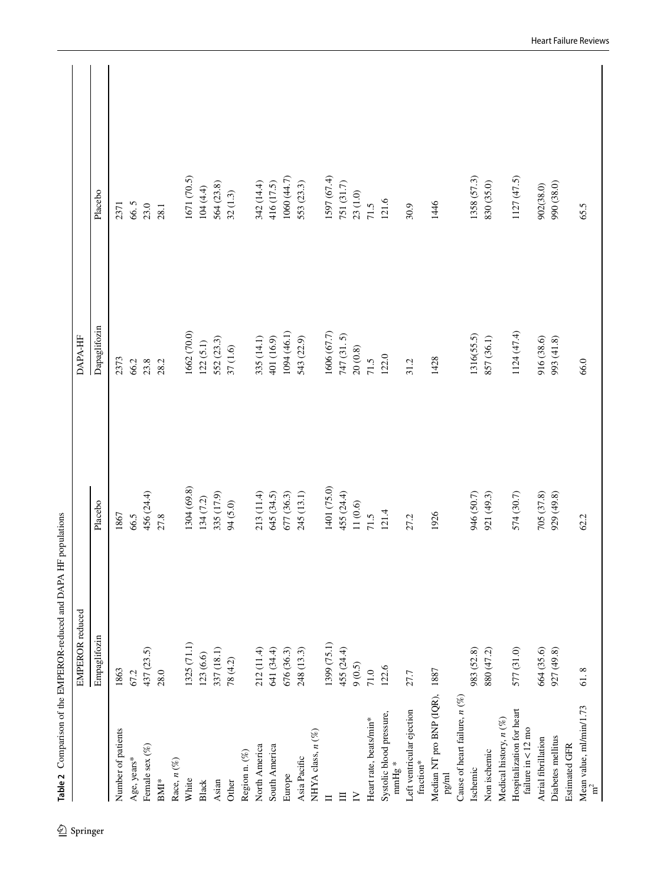**Table 2** Comparison of the EMPEROR-reduced and DAPA HF populations

| | EMPEROR reduced | | DAPA-HF | |
|---|---|---|---|---|
| | Empagliflozin | Placebo | Dapagliflozin | Placebo |
| Number of patients | 1863 | 1867 | 2373 | 2371 |
| Age, years* | 67.2 | 66.5 | 66.2 | 66. 5 |
| Female sex (%) | 437 (23.5) | 456 (24.4) | 23.8 | 23.0 |
| BMI* | 28.0 | 27.8 | 28.2 | 28.1 |
| Race, *n* (%) | | | | |
| White | 1325 (71.1) | 1304 (69.8) | 1662 (70.0) | 1671 (70.5) |
| Black | 123 (6.6) | 134 (7.2) | 122 (5.1) | 104 (4.4) |
| Asian | 337 (18.1) | 335 (17.9) | 552 (23.3) | 564 (23.8) |
| Other | 78 (4.2) | 94 (5.0) | 37 (1.6) | 32 (1.3) |
| Region n. (%) | | | | |
| North America | 212 (11.4) | 213 (11.4) | 335 (14.1) | 342 (14.4) |
| South America | 641 (34.4) | 645 (34.5) | 401 (16.9) | 416 (17.5) |
| Europe | 676 (36.3) | 677 (36.3) | 1094 (46.1) | 1060 (44.7) |
| Asia Pacific | 248 (13.3) | 245 (13.1) | 543 (22.9) | 553 (23.3) |
| NHYA class, *n* (%) | | | | |
| II | 1399 (75.1) | 1401 (75.0) | 1606 (67.7) | 1597 (67.4) |
| III | 455 (24.4) | 455 (24.4) | 747 (31. 5) | 751 (31.7) |
| IV | 9 (0.5) | 11 (0.6) | 20 (0.8) | 23 (1.0) |
| Heart rate, beats/min* | 71.0 | 71.5 | 71.5 | 71.5 |
| Systolic blood pressure, mmHg * | 122.6 | 121.4 | 122.0 | 121.6 |
| Left ventricular ejection fraction* | 27.7 | 27.2 | 31.2 | 30.9 |
| Median NT pro BNP (IQR), pg/ml | 1887 | 1926 | 1428 | 1446 |
| Cause of heart failure, *n* (%) | | | | |
| Ischemic | 983 (52.8) | 946 (50.7) | 1316(55.5) | 1358 (57.3) |
| Non ischemic | 880 (47.2) | 921 (49.3) | 857 (36.1) | 830 (35.0) |
| Medical history, *n* (%) | | | | |
| Hospitalization for heart failure in < 12 mo | 577 (31.0) | 574 (30.7) | 1124 (47.4) | 1127 (47.5) |
| Atrial fibrillation | 664 (35.6) | 705 (37.8) | 916 (38.6) | 902(38.0) |
| Diabetes mellitus | 927 (49.8) | 929 (49.8) | 993 (41.8) | 990 (38.0) |
| Estimated GFR | | | | |
| Mean value, ml/min/1.73 $m^2$ | 61. 8 | 62.2 | 66.0 | 65.5 |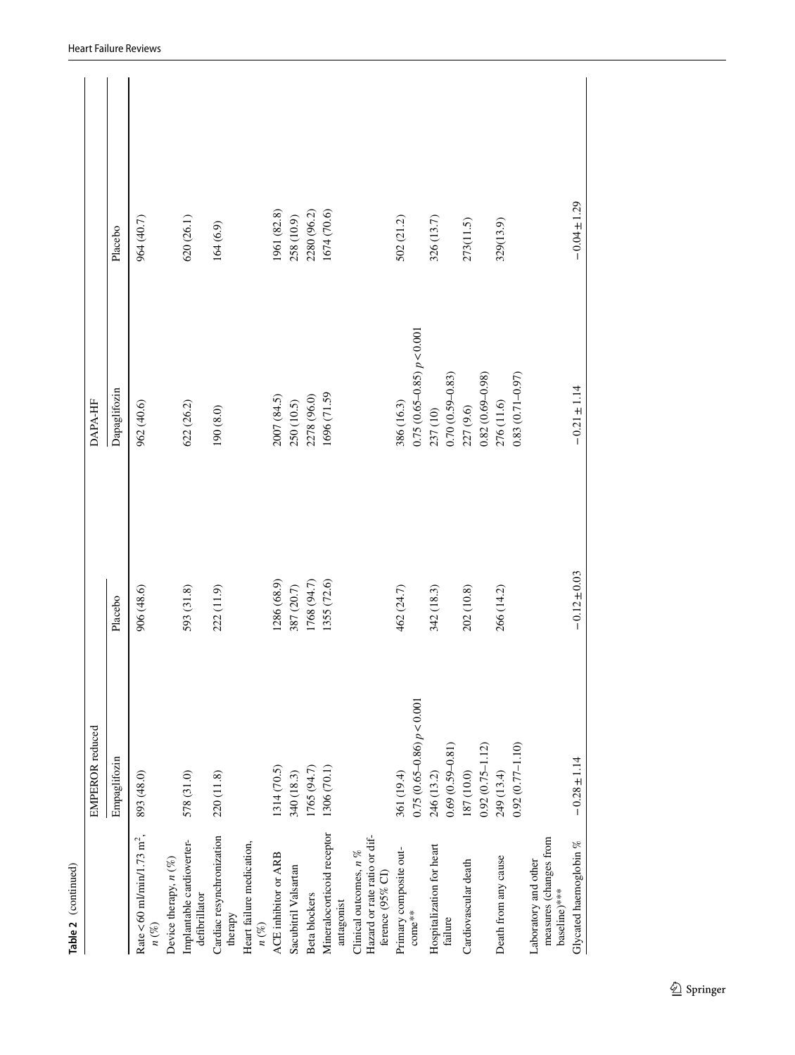**Table 2** (continued)

| | EMPEROR reduced | | DAPA-HF | |
|---|---|---|---|---|
| | Empaglifozin | Placebo | Dapaglifozin | Placebo |
| Rate < 60 ml/min/1.73 m$^2$, *n* (%) | 893 (48.0) | 906 (48.6) | 962 (40.6) | 964 (40.7) |
| Device therapy, *n* (%) | | | | |
| Implantable cardioverter-defibrillator | 578 (31.0) | 593 (31.8) | 622 (26.2) | 620 (26.1) |
| Cardiac resynchronization therapy | 220 (11.8) | 222 (11.9) | 190 (8.0) | 164 (6.9) |
| Heart failure medication, *n* (%) | | | | |
| ACE inhibitor or ARB | 1314 (70.5) | 1286 (68.9) | 2007 (84.5) | 1961 (82.8) |
| Sacubitril Valsartan | 340 (18.3) | 387 (20.7) | 250 (10.5) | 258 (10.9) |
| Beta blockers | 1765 (94.7) | 1768 (94.7) | 2278 (96.0) | 2280 (96.2) |
| Mineralocorticoid receptor antagonist | 1306 (70.1) | 1355 (72.6) | 1696 (71.59 | 1674 (70.6) |
| Clinical outcomes, *n* % Hazard or rate ratio or difference (95% CI) | | | | |
| Primary composite outcome** | 361 (19.4)<br>0.75 (0.65–0.86) $p < 0.001$ | 462 (24.7) | 386 (16.3)<br>0.75 (0.65–0.85) $p < 0.001$ | 502 (21.2) |
| Hospitalization for heart failure | 246 (13.2)<br>0.69 (0.59–0.81) | 342 (18.3) | 237 (10)<br>0.70 (0.59–0.83) | 326 (13.7) |
| Cardiovascular death | 187 (10.0)<br>0.92 (0.75–1.12) | 202 (10.8) | 227 (9.6)<br>0.82 (0.69–0.98) | 273(11.5) |
| Death from any cause | 249 (13.4)<br>0.92 (0.77–1.10) | 266 (14.2) | 276 (11.6)<br>0.83 (0.71–0.97) | 329(13.9) |
| Laboratory and other measures (changes from baseline)*** | | | | |
| Glycated haemoglobin % | −0.28 ± 1.14 | −0.12 ± 0.03 | −0.21 ± 1.14 | −0.04 ± 1.29 |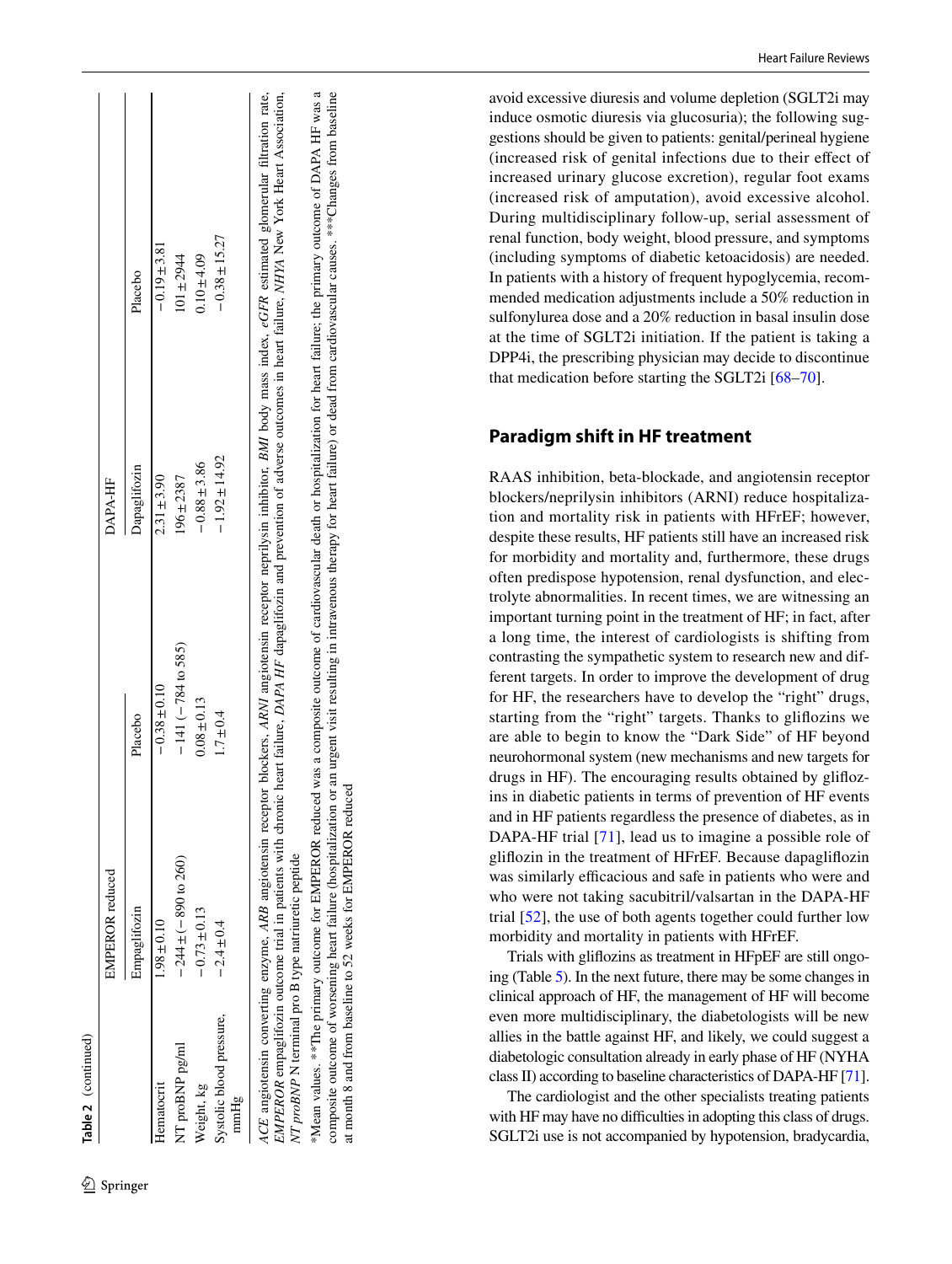**Table 2** (continued)

| | EMPEROR reduced | | DAPA-HF | |
|---|---|---|---|---|
| | Empagliflozin | Placebo | Dapagliflozin | Placebo |
| Hematocrit | 1.98 ± 0.10 | −0.38 ± 0.10 | 2.31 ± 3.90 | −0.19 ± 3.81 |
| NT proBNP pg/ml | −244 ± (−890 to 260) | −141 (−784 to 585) | 196 ± 2387 | 101 ± 2944 |
| Weight, kg | −0.73 ± 0.13 | 0.08 ± 0.13 | −0.88 ± 3.86 | 0.10 ± 4.09 |
| Systolic blood pressure, mmHg | −2.4 ± 0.4 | 1.7 ± 0.4 | −1.92 ± 14.92 | −0.38 ± 15.27 |

*ACE* angiotensin converting enzyme, *ARB* angiotensin receptor blockers, *ARNI* angiotensin receptor neprilysin inhibitor, *BMI* body mass index, *eGFR* estimated glomerular filtration rate, *EMPEROR* empagliflozin outcome trial in patients with chronic heart failure, *DAPA HF* dapagliflozin and prevention of adverse outcomes in heart failure, *NHYA* New York Heart Association, *NT proBNP* N terminal pro B type natriuretic peptide

*Mean values. **The primary outcome for EMPEROR reduced was a composite outcome of cardiovascular death or hospitalization for heart failure; the primary outcome of DAPA HF was a composite outcome of worsening heart failure (hospitalization or an urgent visit resulting in intravenous therapy for heart failure) or dead from cardiovascular causes. ***Changes from baseline at month 8 and from baseline to 52 weeks for EMPEROR reduced

avoid excessive diuresis and volume depletion (SGLT2i may induce osmotic diuresis via glucosuria); the following suggestions should be given to patients: genital/perineal hygiene (increased risk of genital infections due to their effect of increased urinary glucose excretion), regular foot exams (increased risk of amputation), avoid excessive alcohol. During multidisciplinary follow-up, serial assessment of renal function, body weight, blood pressure, and symptoms (including symptoms of diabetic ketoacidosis) are needed. In patients with a history of frequent hypoglycemia, recommended medication adjustments include a 50% reduction in sulfonylurea dose and a 20% reduction in basal insulin dose at the time of SGLT2i initiation. If the patient is taking a DPP4i, the prescribing physician may decide to discontinue that medication before starting the SGLT2i [68–70].

## Paradigm shift in HF treatment

RAAS inhibition, beta-blockade, and angiotensin receptor blockers/neprilysin inhibitors (ARNI) reduce hospitalization and mortality risk in patients with HFrEF; however, despite these results, HF patients still have an increased risk for morbidity and mortality and, furthermore, these drugs often predispose hypotension, renal dysfunction, and electrolyte abnormalities. In recent times, we are witnessing an important turning point in the treatment of HF; in fact, after a long time, the interest of cardiologists is shifting from contrasting the sympathetic system to research new and different targets. In order to improve the development of drug for HF, the researchers have to develop the "right" drugs, starting from the "right" targets. Thanks to gliflozins we are able to begin to know the "Dark Side" of HF beyond neurohormonal system (new mechanisms and new targets for drugs in HF). The encouraging results obtained by gliflozins in diabetic patients in terms of prevention of HF events and in HF patients regardless the presence of diabetes, as in DAPA-HF trial [71], lead us to imagine a possible role of gliflozin in the treatment of HFrEF. Because dapagliflozin was similarly efficacious and safe in patients who were and who were not taking sacubitril/valsartan in the DAPA-HF trial [52], the use of both agents together could further low morbidity and mortality in patients with HFrEF.

Trials with gliflozins as treatment in HFpEF are still ongoing (Table 5). In the next future, there may be some changes in clinical approach of HF, the management of HF will become even more multidisciplinary, the diabetologists will be new allies in the battle against HF, and likely, we could suggest a diabetologic consultation already in early phase of HF (NYHA class II) according to baseline characteristics of DAPA-HF [71].

The cardiologist and the other specialists treating patients with HF may have no difficulties in adopting this class of drugs. SGLT2i use is not accompanied by hypotension, bradycardia,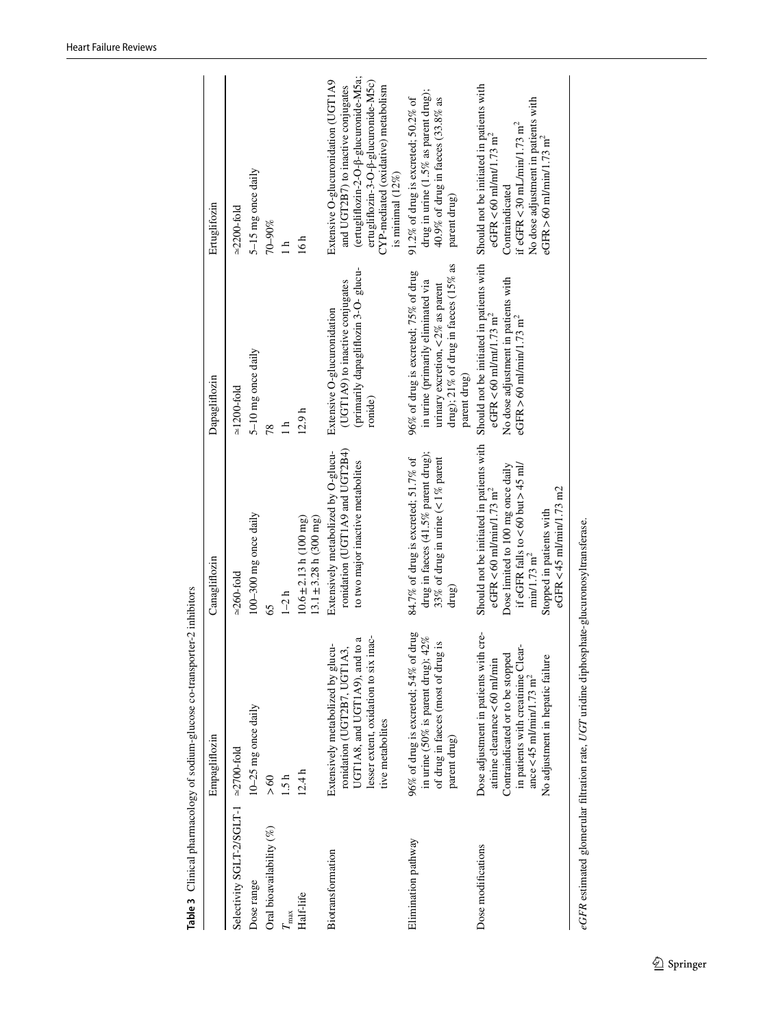**Table 3** Clinical pharmacology of sodium-glucose co-transporter-2 inhibitors

| | Empagliflozin | Canagliflozin | Dapagliflozin | Ertugliflozin |
|---|---|---|---|---|
| Selectivity SGLT-2/SGLT-1 | ≃2700-fold | ≃260-fold | ≃1200-fold | ≃2200-fold |
| Dose range | 10–25 mg once daily | 100–300 mg once daily | 5–10 mg once daily | 5–15 mg once daily |
| Oral bioavailability (%) | > 60 | 65 | 78 | 70–90% |
| $T_{max}$ | 1.5 h | 1–2 h | 1 h | 1 h |
| Half-life | 12.4 h | 10.6 ± 2.13 h (100 mg) 13.1 ± 3.28 h (300 mg) | 12.9 h | 16 h |
| Biotransformation | Extensively metabolized by glucuronidation (UGT2B7, UGT1A3, UGT1A8, and UGT1A9), and to a lesser extent, oxidation to six inactive metabolites | Extensively metabolized by O-glucuronidation (UGT1A9 and UGT2B4) to two major inactive metabolites | Extensive O-glucuronidation (UGT1A9) to inactive conjugates (primarily dapagliflozin 3-O- glucuronide) | Extensive O-glucuronidation (UGT1A9 and UGT2B7) to inactive conjugates (ertugliflozin-2-O-β-glucuronide-M5a; ertugliflozin-3-O-β-glucuronide-M5c) CYP-mediated (oxidative) metabolism is minimal (12%) |
| Elimination pathway | 96% of drug is excreted; 54% of drug in urine (50% is parent drug); 42% of drug in faeces (most of drug is parent drug) | 84.7% of drug is excreted; 51.7% of drug in faeces (41.5% parent drug); 33% of drug in urine (< 1% parent drug) | 96% of drug is excreted; 75% of drug in urine (primarily eliminated via urinary excretion, < 2% as parent drug); 21% of drug in faeces (15% as parent drug) | 91.2% of drug is excreted; 50.2% of drug in urine (1.5% as parent drug); 40.9% of drug in faeces (33.8% as parent drug) |
| Dose modifications | Dose adjustment in patients with creatinine clearance < 60 ml/min Contraindicated or to be stopped in patients with creatinine Clearance < 45 ml/min/1.73 m$^2$ No adjustment in hepatic failure | Should not be initiated in patients with eGFR < 60 ml/min/1.73 m$^2$ Dose limited to 100 mg once daily if eGFR falls to < 60 but > 45 ml/min/1.73 m$^2$ Stopped in patients with eGFR < 45 ml/min/1.73 m2 | Should not be initiated in patients with eGFR < 60 ml/mt/1.73 m$^2$ No dose adjustment in patients with eGFR > 60 ml/min/1.73 m$^2$ | Should not be initiated in patients with eGFR < 60 ml/mt/1.73 m$^2$ Contraindicated if eGFR < 30 mL/min/1.73 m$^2$ No dose adjustment in patients with eGFR > 60 ml/min/1.73 m$^2$ |

*eGFR* estimated glomerular filtration rate, *UGT* uridine diphosphate-glucuronosyltransferase.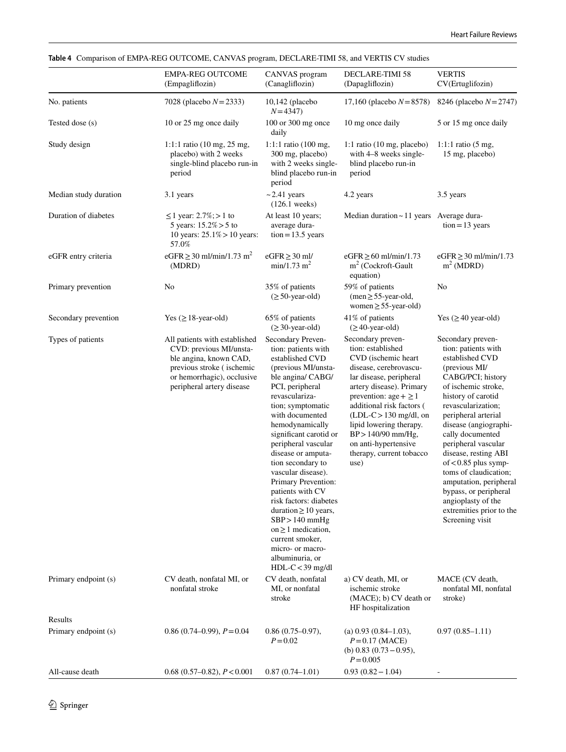**Table 4** Comparison of EMPA-REG OUTCOME, CANVAS program, DECLARE-TIMI 58, and VERTIS CV studies

| | EMPA-REG OUTCOME (Empagliflozin) | CANVAS program (Canagliflozin) | DECLARE-TIMI 58 (Dapagliflozin) | VERTIS CV(Ertugliflozin) |
|---|---|---|---|---|
| No. patients | 7028 (placebo $N=2333$) | 10,142 (placebo $N=4347$) | 17,160 (placebo $N=8578$) | 8246 (placebo $N=2747$) |
| Tested dose (s) | 10 or 25 mg once daily | 100 or 300 mg once daily | 10 mg once daily | 5 or 15 mg once daily |
| Study design | 1:1:1 ratio (10 mg, 25 mg, placebo) with 2 weeks single-blind placebo run-in period | 1:1:1 ratio (100 mg, 300 mg, placebo) with 2 weeks single-blind placebo run-in period | 1:1 ratio (10 mg, placebo) with 4–8 weeks single-blind placebo run-in period | 1:1:1 ratio (5 mg, 15 mg, placebo) |
| Median study duration | 3.1 years | ~2.41 years (126.1 weeks) | 4.2 years | 3.5 years |
| Duration of diabetes | ≤1 year: 2.7%; >1 to 5 years: 15.2% >5 to 10 years: 25.1% >10 years: 57.0% | At least 10 years; average duration = 13.5 years | Median duration ~ 11 years | Average duration = 13 years |
| eGFR entry criteria | eGFR ≥ 30 ml/min/1.73 $m^2$ (MDRD) | eGFR ≥ 30 ml/min/1.73 $m^2$ | eGFR ≥ 60 ml/min/1.73 $m^2$ (Cockroft-Gault equation) | eGFR ≥ 30 ml/min/1.73 $m^2$ (MDRD) |
| Primary prevention | No | 35% of patients (≥ 50-year-old) | 59% of patients (men ≥ 55-year-old, women ≥ 55-year-old) | No |
| Secondary prevention | Yes (≥ 18-year-old) | 65% of patients (≥ 30-year-old) | 41% of patients (≥ 40-year-old) | Yes (≥ 40 year-old) |
| Types of patients | All patients with established CVD: previous MI/unstable angina, known CAD, previous stroke ( ischemic or hemorrhagic), occlusive peripheral artery disease | Secondary Prevention: patients with established CVD (previous MI/unstable angina/ CABG/ PCI, peripheral revascularization; symptomatic with documented hemodynamically significant carotid or peripheral vascular disease or amputation secondary to vascular disease). Primary Prevention: patients with CV risk factors: diabetes duration ≥ 10 years, SBP > 140 mmHg on ≥ 1 medication, current smoker, micro- or macro-albuminuria, or HDL-C < 39 mg/dl | Secondary prevention: established CVD (ischemic heart disease, cerebrovascular disease, peripheral artery disease). Primary prevention: age + ≥ 1 additional risk factors ( (LDL-C > 130 mg/dl, on lipid lowering therapy. BP > 140/90 mm/Hg, on anti-hypertensive therapy, current tobacco use) | Secondary prevention: patients with established CVD (previous MI/ CABG/PCI; history of ischemic stroke, history of carotid revascularization; peripheral arterial disease (angiographically documented peripheral vascular disease, resting ABI of < 0.85 plus symptoms of claudication; amputation, peripheral bypass, or peripheral angioplasty of the extremities prior to the Screening visit |
| Primary endpoint (s) | CV death, nonfatal MI, or nonfatal stroke | CV death, nonfatal MI, or nonfatal stroke | a) CV death, MI, or ischemic stroke (MACE); b) CV death or HF hospitalization | MACE (CV death, nonfatal MI, nonfatal stroke) |
| Results | | | | |
| Primary endpoint (s) | 0.86 (0.74–0.99), $P=0.04$ | 0.86 (0.75–0.97), $P=0.02$ | (a) 0.93 (0.84–1.03), $P=0.17$ (MACE) (b) 0.83 (0.73 − 0.95), $P=0.005$ | 0.97 (0.85–1.11) |
| All-cause death | 0.68 (0.57–0.82), $P<0.001$ | 0.87 (0.74–1.01) | 0.93 (0.82 − 1.04) | - |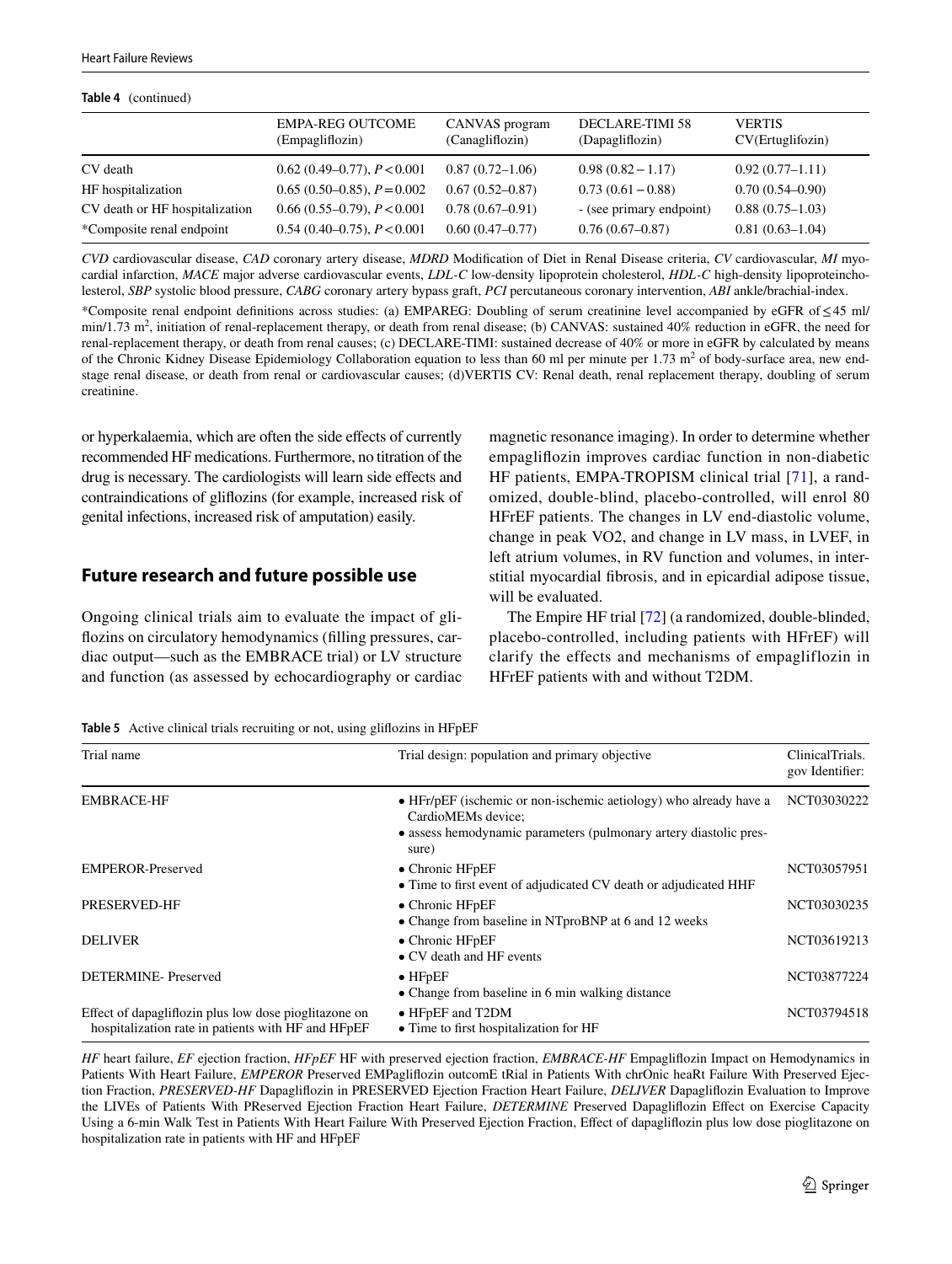**Table 4** (continued)

| | EMPA-REG OUTCOME (Empagliflozin) | CANVAS program (Canagliflozin) | DECLARE-TIMI 58 (Dapagliflozin) | VERTIS CV(Ertuglifozin) |
|---|---|---|---|---|
| CV death | 0.62 (0.49–0.77), $P<0.001$ | 0.87 (0.72–1.06) | 0.98 (0.82 – 1.17) | 0.92 (0.77–1.11) |
| HF hospitalization | 0.65 (0.50–0.85), $P=0.002$ | 0.67 (0.52–0.87) | 0.73 (0.61 – 0.88) | 0.70 (0.54–0.90) |
| CV death or HF hospitalization | 0.66 (0.55–0.79), $P<0.001$ | 0.78 (0.67–0.91) | - (see primary endpoint) | 0.88 (0.75–1.03) |
| *Composite renal endpoint | 0.54 (0.40–0.75), $P<0.001$ | 0.60 (0.47–0.77) | 0.76 (0.67–0.87) | 0.81 (0.63–1.04) |

*CVD* cardiovascular disease, *CAD* coronary artery disease, *MDRD* Modification of Diet in Renal Disease criteria, *CV* cardiovascular, *MI* myocardial infarction, *MACE* major adverse cardiovascular events, *LDL-C* low-density lipoprotein cholesterol, *HDL-C* high-density lipoproteincholesterol, *SBP* systolic blood pressure, *CABG* coronary artery bypass graft, *PCI* percutaneous coronary intervention, *ABI* ankle/brachial-index.

*Composite renal endpoint definitions across studies: (a) EMPAREG: Doubling of serum creatinine level accompanied by eGFR of ≤ 45 ml/min/1.73 m$^2$, initiation of renal-replacement therapy, or death from renal disease; (b) CANVAS: sustained 40% reduction in eGFR, the need for renal-replacement therapy, or death from renal causes; (c) DECLARE-TIMI: sustained decrease of 40% or more in eGFR by calculated by means of the Chronic Kidney Disease Epidemiology Collaboration equation to less than 60 ml per minute per 1.73 m$^2$ of body-surface area, new end-stage renal disease, or death from renal or cardiovascular causes; (d)VERTIS CV: Renal death, renal replacement therapy, doubling of serum creatinine.

or hyperkalaemia, which are often the side effects of currently recommended HF medications. Furthermore, no titration of the drug is necessary. The cardiologists will learn side effects and contraindications of gliflozins (for example, increased risk of genital infections, increased risk of amputation) easily.

## Future research and future possible use

Ongoing clinical trials aim to evaluate the impact of gliflozins on circulatory hemodynamics (filling pressures, cardiac output—such as the EMBRACE trial) or LV structure and function (as assessed by echocardiography or cardiac magnetic resonance imaging). In order to determine whether empagliflozin improves cardiac function in non-diabetic HF patients, EMPA-TROPISM clinical trial [71], a randomized, double-blind, placebo-controlled, will enrol 80 HFrEF patients. The changes in LV end-diastolic volume, change in peak VO2, and change in LV mass, in LVEF, in left atrium volumes, in RV function and volumes, in interstitial myocardial fibrosis, and in epicardial adipose tissue, will be evaluated.

The Empire HF trial [72] (a randomized, double-blinded, placebo-controlled, including patients with HFrEF) will clarify the effects and mechanisms of empagliflozin in HFrEF patients with and without T2DM.

**Table 5** Active clinical trials recruiting or not, using gliflozins in HFpEF

| Trial name | Trial design: population and primary objective | ClinicalTrials.gov Identifier: |
|---|---|---|
| EMBRACE-HF | • HFr/pEF (ischemic or non-ischemic aetiology) who already have a CardioMEMs device;<br>• assess hemodynamic parameters (pulmonary artery diastolic pressure) | NCT03030222 |
| EMPEROR-Preserved | • Chronic HFpEF<br>• Time to first event of adjudicated CV death or adjudicated HHF | NCT03057951 |
| PRESERVED-HF | • Chronic HFpEF<br>• Change from baseline in NTproBNP at 6 and 12 weeks | NCT03030235 |
| DELIVER | • Chronic HFpEF<br>• CV death and HF events | NCT03619213 |
| DETERMINE- Preserved | • HFpEF<br>• Change from baseline in 6 min walking distance | NCT03877224 |
| Effect of dapagliflozin plus low dose pioglitazone on hospitalization rate in patients with HF and HFpEF | • HFpEF and T2DM<br>• Time to first hospitalization for HF | NCT03794518 |

*HF* heart failure, *EF* ejection fraction, *HFpEF* HF with preserved ejection fraction, *EMBRACE-HF* Empagliflozin Impact on Hemodynamics in Patients With Heart Failure, *EMPEROR* Preserved EMPagliflozin outcomE tRial in Patients With chrOnic heaRt Failure With Preserved Ejection Fraction, *PRESERVED-HF* Dapagliflozin in PRESERVED Ejection Fraction Heart Failure, *DELIVER* Dapagliflozin Evaluation to Improve the LIVEs of Patients With PReserved Ejection Fraction Heart Failure, *DETERMINE* Preserved Dapagliflozin Effect on Exercise Capacity Using a 6-min Walk Test in Patients With Heart Failure With Preserved Ejection Fraction, Effect of dapagliflozin plus low dose pioglitazone on hospitalization rate in patients with HF and HFpEF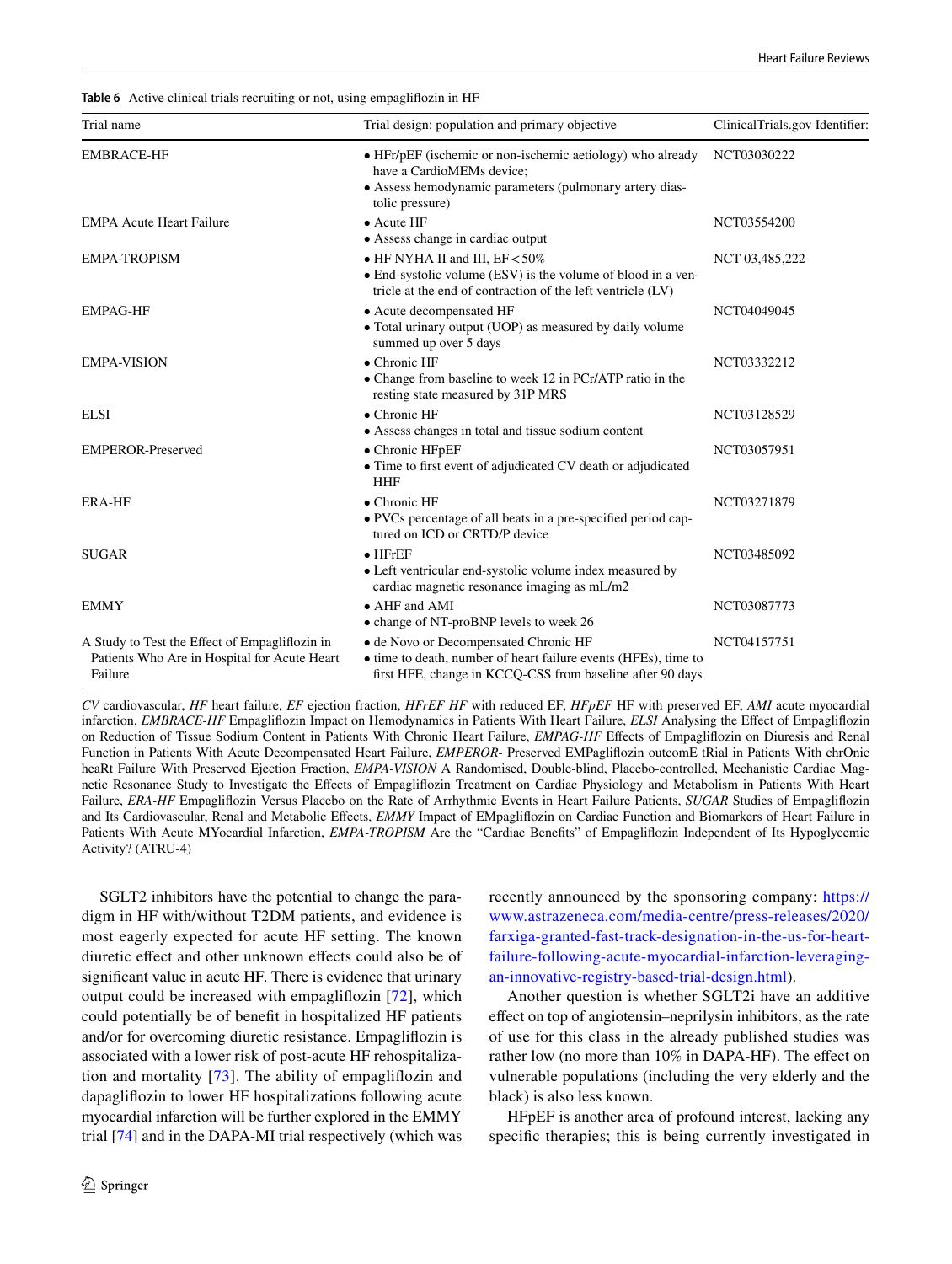**Table 6** Active clinical trials recruiting or not, using empagliflozin in HF

| Trial name | Trial design: population and primary objective | ClinicalTrials.gov Identifier: |
|---|---|---|
| EMBRACE-HF | • HFr/pEF (ischemic or non-ischemic aetiology) who already have a CardioMEMs device;<br>• Assess hemodynamic parameters (pulmonary artery diastolic pressure) | NCT03030222 |
| EMPA Acute Heart Failure | • Acute HF<br>• Assess change in cardiac output | NCT03554200 |
| EMPA-TROPISM | • HF NYHA II and III, EF < 50%<br>• End-systolic volume (ESV) is the volume of blood in a ventricle at the end of contraction of the left ventricle (LV) | NCT 03,485,222 |
| EMPAG-HF | • Acute decompensated HF<br>• Total urinary output (UOP) as measured by daily volume summed up over 5 days | NCT04049045 |
| EMPA-VISION | • Chronic HF<br>• Change from baseline to week 12 in PCr/ATP ratio in the resting state measured by 31P MRS | NCT03332212 |
| ELSI | • Chronic HF<br>• Assess changes in total and tissue sodium content | NCT03128529 |
| EMPEROR-Preserved | • Chronic HFpEF<br>• Time to first event of adjudicated CV death or adjudicated HHF | NCT03057951 |
| ERA-HF | • Chronic HF<br>• PVCs percentage of all beats in a pre-specified period captured on ICD or CRTD/P device | NCT03271879 |
| SUGAR | • HFrEF<br>• Left ventricular end-systolic volume index measured by cardiac magnetic resonance imaging as mL/m2 | NCT03485092 |
| EMMY | • AHF and AMI<br>• change of NT-proBNP levels to week 26 | NCT03087773 |
| A Study to Test the Effect of Empagliflozin in Patients Who Are in Hospital for Acute Heart Failure | • de Novo or Decompensated Chronic HF<br>• time to death, number of heart failure events (HFEs), time to first HFE, change in KCCQ-CSS from baseline after 90 days | NCT04157751 |

*CV* cardiovascular, *HF* heart failure, *EF* ejection fraction, *HFrEF HF* with reduced EF, *HFpEF* HF with preserved EF, *AMI* acute myocardial infarction, *EMBRACE-HF* Empagliflozin Impact on Hemodynamics in Patients With Heart Failure, *ELSI* Analysing the Effect of Empagliflozin on Reduction of Tissue Sodium Content in Patients With Chronic Heart Failure, *EMPAG-HF* Effects of Empagliflozin on Diuresis and Renal Function in Patients With Acute Decompensated Heart Failure, *EMPEROR-* Preserved EMPagliflozin outcomE tRial in Patients With chrOnic heaRt Failure With Preserved Ejection Fraction, *EMPA-VISION* A Randomised, Double-blind, Placebo-controlled, Mechanistic Cardiac Magnetic Resonance Study to Investigate the Effects of Empagliflozin Treatment on Cardiac Physiology and Metabolism in Patients With Heart Failure, *ERA-HF* Empagliflozin Versus Placebo on the Rate of Arrhythmic Events in Heart Failure Patients, *SUGAR* Studies of Empagliflozin and Its Cardiovascular, Renal and Metabolic Effects, *EMMY* Impact of EMpagliflozin on Cardiac Function and Biomarkers of Heart Failure in Patients With Acute MYocardial Infarction, *EMPA-TROPISM* Are the "Cardiac Benefits" of Empagliflozin Independent of Its Hypoglycemic Activity? (ATRU-4)

SGLT2 inhibitors have the potential to change the paradigm in HF with/without T2DM patients, and evidence is most eagerly expected for acute HF setting. The known diuretic effect and other unknown effects could also be of significant value in acute HF. There is evidence that urinary output could be increased with empagliflozin [72], which could potentially be of benefit in hospitalized HF patients and/or for overcoming diuretic resistance. Empagliflozin is associated with a lower risk of post-acute HF rehospitalization and mortality [73]. The ability of empagliflozin and dapagliflozin to lower HF hospitalizations following acute myocardial infarction will be further explored in the EMMY trial [74] and in the DAPA-MI trial respectively (which was recently announced by the sponsoring company: https://www.astrazeneca.com/media-centre/press-releases/2020/farxiga-granted-fast-track-designation-in-the-us-for-heart-failure-following-acute-myocardial-infarction-leveraging-an-innovative-registry-based-trial-design.html).

Another question is whether SGLT2i have an additive effect on top of angiotensin–neprilysin inhibitors, as the rate of use for this class in the already published studies was rather low (no more than 10% in DAPA-HF). The effect on vulnerable populations (including the very elderly and the black) is also less known.

HFpEF is another area of profound interest, lacking any specific therapies; this is being currently investigated in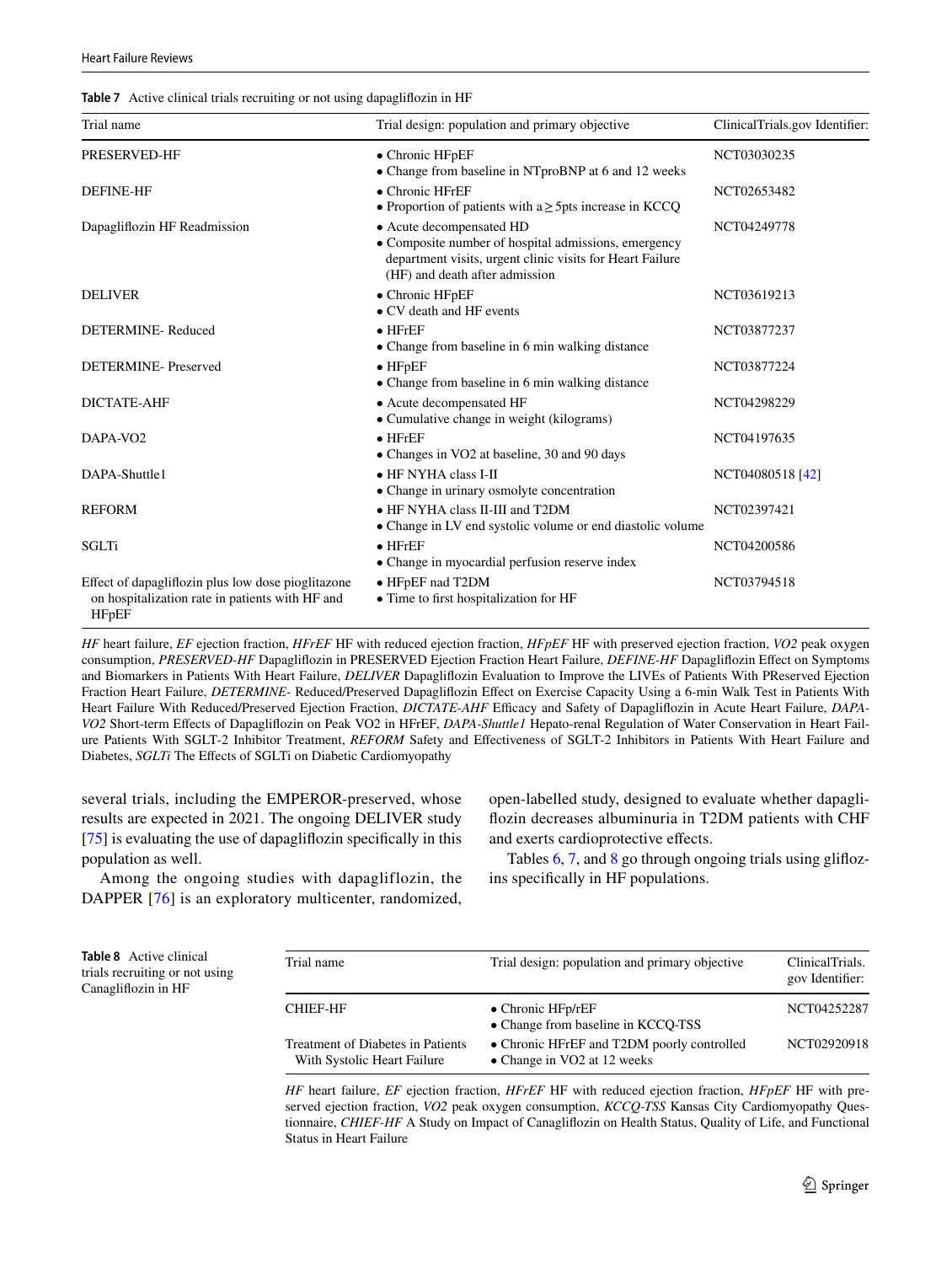**Table 7** Active clinical trials recruiting or not using dapagliflozin in HF

| Trial name | Trial design: population and primary objective | ClinicalTrials.gov Identifier: |
|---|---|---|
| PRESERVED-HF | • Chronic HFpEF<br>• Change from baseline in NTproBNP at 6 and 12 weeks | NCT03030235 |
| DEFINE-HF | • Chronic HFrEF<br>• Proportion of patients with a ≥ 5pts increase in KCCQ | NCT02653482 |
| Dapagliflozin HF Readmission | • Acute decompensated HD<br>• Composite number of hospital admissions, emergency department visits, urgent clinic visits for Heart Failure (HF) and death after admission | NCT04249778 |
| DELIVER | • Chronic HFpEF<br>• CV death and HF events | NCT03619213 |
| DETERMINE- Reduced | • HFrEF<br>• Change from baseline in 6 min walking distance | NCT03877237 |
| DETERMINE- Preserved | • HFpEF<br>• Change from baseline in 6 min walking distance | NCT03877224 |
| DICTATE-AHF | • Acute decompensated HF<br>• Cumulative change in weight (kilograms) | NCT04298229 |
| DAPA-VO2 | • HFrEF<br>• Changes in VO2 at baseline, 30 and 90 days | NCT04197635 |
| DAPA-Shuttle1 | • HF NYHA class I-II<br>• Change in urinary osmolyte concentration | NCT04080518 [42] |
| REFORM | • HF NYHA class II-III and T2DM<br>• Change in LV end systolic volume or end diastolic volume | NCT02397421 |
| SGLTi | • HFrEF<br>• Change in myocardial perfusion reserve index | NCT04200586 |
| Effect of dapagliflozin plus low dose pioglitazone on hospitalization rate in patients with HF and HFpEF | • HFpEF nad T2DM<br>• Time to first hospitalization for HF | NCT03794518 |

*HF* heart failure, *EF* ejection fraction, *HFrEF* HF with reduced ejection fraction, *HFpEF* HF with preserved ejection fraction, *VO2* peak oxygen consumption, *PRESERVED-HF* Dapagliflozin in PRESERVED Ejection Fraction Heart Failure, *DEFINE-HF* Dapagliflozin Effect on Symptoms and Biomarkers in Patients With Heart Failure, *DELIVER* Dapagliflozin Evaluation to Improve the LIVEs of Patients With PReserved Ejection Fraction Heart Failure, *DETERMINE-* Reduced/Preserved Dapagliflozin Effect on Exercise Capacity Using a 6-min Walk Test in Patients With Heart Failure With Reduced/Preserved Ejection Fraction, *DICTATE-AHF* Efficacy and Safety of Dapagliflozin in Acute Heart Failure, *DAPA-VO2* Short-term Effects of Dapagliflozin on Peak VO2 in HFrEF, *DAPA-Shuttle1* Hepato-renal Regulation of Water Conservation in Heart Failure Patients With SGLT-2 Inhibitor Treatment, *REFORM* Safety and Effectiveness of SGLT-2 Inhibitors in Patients With Heart Failure and Diabetes, *SGLTi* The Effects of SGLTi on Diabetic Cardiomyopathy

several trials, including the EMPEROR-preserved, whose results are expected in 2021. The ongoing DELIVER study [75] is evaluating the use of dapagliflozin specifically in this population as well.

Among the ongoing studies with dapagliflozin, the DAPPER [76] is an exploratory multicenter, randomized, open-labelled study, designed to evaluate whether dapagliflozin decreases albuminuria in T2DM patients with CHF and exerts cardioprotective effects.

Tables 6, 7, and 8 go through ongoing trials using gliflozins specifically in HF populations.

**Table 8** Active clinical trials recruiting or not using Canagliflozin in HF

| Trial name | Trial design: population and primary objective | ClinicalTrials.gov Identifier: |
|---|---|---|
| CHIEF-HF | • Chronic HFp/rEF<br>• Change from baseline in KCCQ-TSS | NCT04252287 |
| Treatment of Diabetes in Patients With Systolic Heart Failure | • Chronic HFrEF and T2DM poorly controlled<br>• Change in VO2 at 12 weeks | NCT02920918 |

*HF* heart failure, *EF* ejection fraction, *HFrEF* HF with reduced ejection fraction, *HFpEF* HF with preserved ejection fraction, *VO2* peak oxygen consumption, *KCCQ-TSS* Kansas City Cardiomyopathy Questionnaire, *CHIEF-HF* A Study on Impact of Canagliflozin on Health Status, Quality of Life, and Functional Status in Heart Failure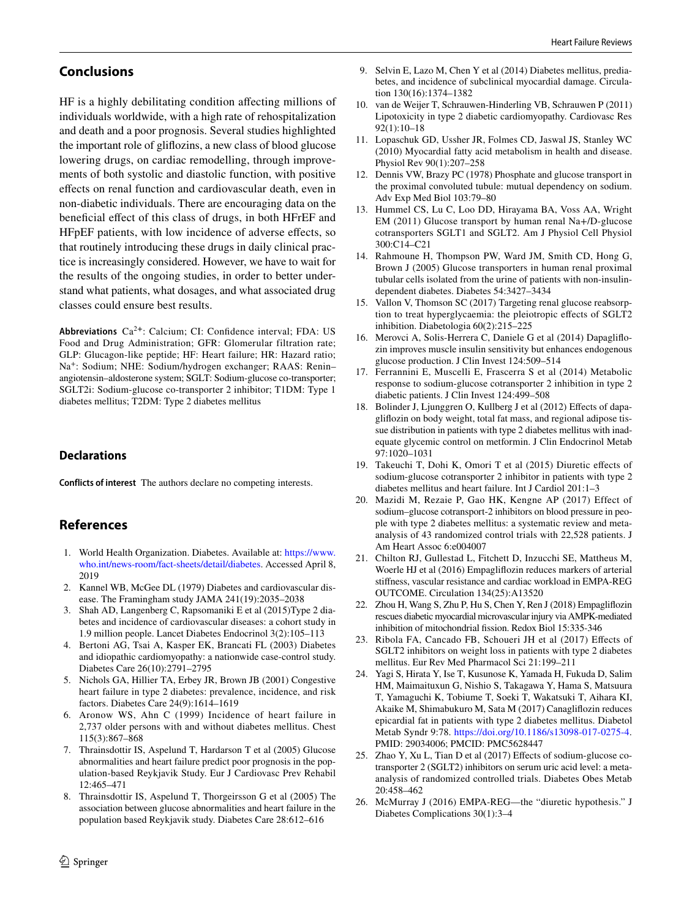## Conclusions

HF is a highly debilitating condition affecting millions of individuals worldwide, with a high rate of rehospitalization and death and a poor prognosis. Several studies highlighted the important role of gliflozins, a new class of blood glucose lowering drugs, on cardiac remodelling, through improvements of both systolic and diastolic function, with positive effects on renal function and cardiovascular death, even in non-diabetic individuals. There are encouraging data on the beneficial effect of this class of drugs, in both HFrEF and HFpEF patients, with low incidence of adverse effects, so that routinely introducing these drugs in daily clinical practice is increasingly considered. However, we have to wait for the results of the ongoing studies, in order to better understand what patients, what dosages, and what associated drug classes could ensure best results.

**Abbreviations** $Ca^{2+}$: Calcium; CI: Confidence interval; FDA: US Food and Drug Administration; GFR: Glomerular filtration rate; GLP: Glucagon-like peptide; HF: Heart failure; HR: Hazard ratio; $Na^{+}$: Sodium; NHE: Sodium/hydrogen exchanger; RAAS: Renin–angiotensin–aldosterone system; SGLT: Sodium-glucose co-transporter; SGLT2i: Sodium-glucose co-transporter 2 inhibitor; T1DM: Type 1 diabetes mellitus; T2DM: Type 2 diabetes mellitus

## Declarations

**Conflicts of interest** The authors declare no competing interests.

## References

1. World Health Organization. Diabetes. Available at: https://www.who.int/news-room/fact-sheets/detail/diabetes. Accessed April 8, 2019
2. Kannel WB, McGee DL (1979) Diabetes and cardiovascular disease. The Framingham study JAMA 241(19):2035–2038
3. Shah AD, Langenberg C, Rapsomaniki E et al (2015)Type 2 diabetes and incidence of cardiovascular diseases: a cohort study in 1.9 million people. Lancet Diabetes Endocrinol 3(2):105–113
4. Bertoni AG, Tsai A, Kasper EK, Brancati FL (2003) Diabetes and idiopathic cardiomyopathy: a nationwide case-control study. Diabetes Care 26(10):2791–2795
5. Nichols GA, Hillier TA, Erbey JR, Brown JB (2001) Congestive heart failure in type 2 diabetes: prevalence, incidence, and risk factors. Diabetes Care 24(9):1614–1619
6. Aronow WS, Ahn C (1999) Incidence of heart failure in 2,737 older persons with and without diabetes mellitus. Chest 115(3):867–868
7. Thrainsdottir IS, Aspelund T, Hardarson T et al (2005) Glucose abnormalities and heart failure predict poor prognosis in the population-based Reykjavik Study. Eur J Cardiovasc Prev Rehabil 12:465–471
8. Thrainsdottir IS, Aspelund T, Thorgeirsson G et al (2005) The association between glucose abnormalities and heart failure in the population based Reykjavik study. Diabetes Care 28:612–616
9. Selvin E, Lazo M, Chen Y et al (2014) Diabetes mellitus, prediabetes, and incidence of subclinical myocardial damage. Circulation 130(16):1374–1382
10. van de Weijer T, Schrauwen-Hinderling VB, Schrauwen P (2011) Lipotoxicity in type 2 diabetic cardiomyopathy. Cardiovasc Res 92(1):10–18
11. Lopaschuk GD, Ussher JR, Folmes CD, Jaswal JS, Stanley WC (2010) Myocardial fatty acid metabolism in health and disease. Physiol Rev 90(1):207–258
12. Dennis VW, Brazy PC (1978) Phosphate and glucose transport in the proximal convoluted tubule: mutual dependency on sodium. Adv Exp Med Biol 103:79–80
13. Hummel CS, Lu C, Loo DD, Hirayama BA, Voss AA, Wright EM (2011) Glucose transport by human renal Na+/D-glucose cotransporters SGLT1 and SGLT2. Am J Physiol Cell Physiol 300:C14–C21
14. Rahmoune H, Thompson PW, Ward JM, Smith CD, Hong G, Brown J (2005) Glucose transporters in human renal proximal tubular cells isolated from the urine of patients with non-insulin-dependent diabetes. Diabetes 54:3427–3434
15. Vallon V, Thomson SC (2017) Targeting renal glucose reabsorption to treat hyperglycaemia: the pleiotropic effects of SGLT2 inhibition. Diabetologia 60(2):215–225
16. Merovci A, Solis-Herrera C, Daniele G et al (2014) Dapagliflozin improves muscle insulin sensitivity but enhances endogenous glucose production. J Clin Invest 124:509–514
17. Ferrannini E, Muscelli E, Frascerra S et al (2014) Metabolic response to sodium-glucose cotransporter 2 inhibition in type 2 diabetic patients. J Clin Invest 124:499–508
18. Bolinder J, Ljunggren O, Kullberg J et al (2012) Effects of dapagliflozin on body weight, total fat mass, and regional adipose tissue distribution in patients with type 2 diabetes mellitus with inadequate glycemic control on metformin. J Clin Endocrinol Metab 97:1020–1031
19. Takeuchi T, Dohi K, Omori T et al (2015) Diuretic effects of sodium-glucose cotransporter 2 inhibitor in patients with type 2 diabetes mellitus and heart failure. Int J Cardiol 201:1–3
20. Mazidi M, Rezaie P, Gao HK, Kengne AP (2017) Effect of sodium–glucose cotransport-2 inhibitors on blood pressure in people with type 2 diabetes mellitus: a systematic review and meta-analysis of 43 randomized control trials with 22,528 patients. J Am Heart Assoc 6:e004007
21. Chilton RJ, Gullestad L, Fitchett D, Inzucchi SE, Mattheus M, Woerle HJ et al (2016) Empagliflozin reduces markers of arterial stiffness, vascular resistance and cardiac workload in EMPA-REG OUTCOME. Circulation 134(25):A13520
22. Zhou H, Wang S, Zhu P, Hu S, Chen Y, Ren J (2018) Empagliflozin rescues diabetic myocardial microvascular injury via AMPK-mediated inhibition of mitochondrial fission. Redox Biol 15:335-346
23. Ribola FA, Cancado FB, Schoueri JH et al (2017) Effects of SGLT2 inhibitors on weight loss in patients with type 2 diabetes mellitus. Eur Rev Med Pharmacol Sci 21:199–211
24. Yagi S, Hirata Y, Ise T, Kusunose K, Yamada H, Fukuda D, Salim HM, Maimaituxun G, Nishio S, Takagawa Y, Hama S, Matsuura T, Yamaguchi K, Tobiume T, Soeki T, Wakatsuki T, Aihara KI, Akaike M, Shimabukuro M, Sata M (2017) Canagliflozin reduces epicardial fat in patients with type 2 diabetes mellitus. Diabetol Metab Syndr 9:78. https://doi.org/10.1186/s13098-017-0275-4. PMID: 29034006; PMCID: PMC5628447
25. Zhao Y, Xu L, Tian D et al (2017) Effects of sodium-glucose co-transporter 2 (SGLT2) inhibitors on serum uric acid level: a meta-analysis of randomized controlled trials. Diabetes Obes Metab 20:458–462
26. McMurray J (2016) EMPA-REG—the "diuretic hypothesis." J Diabetes Complications 30(1):3–4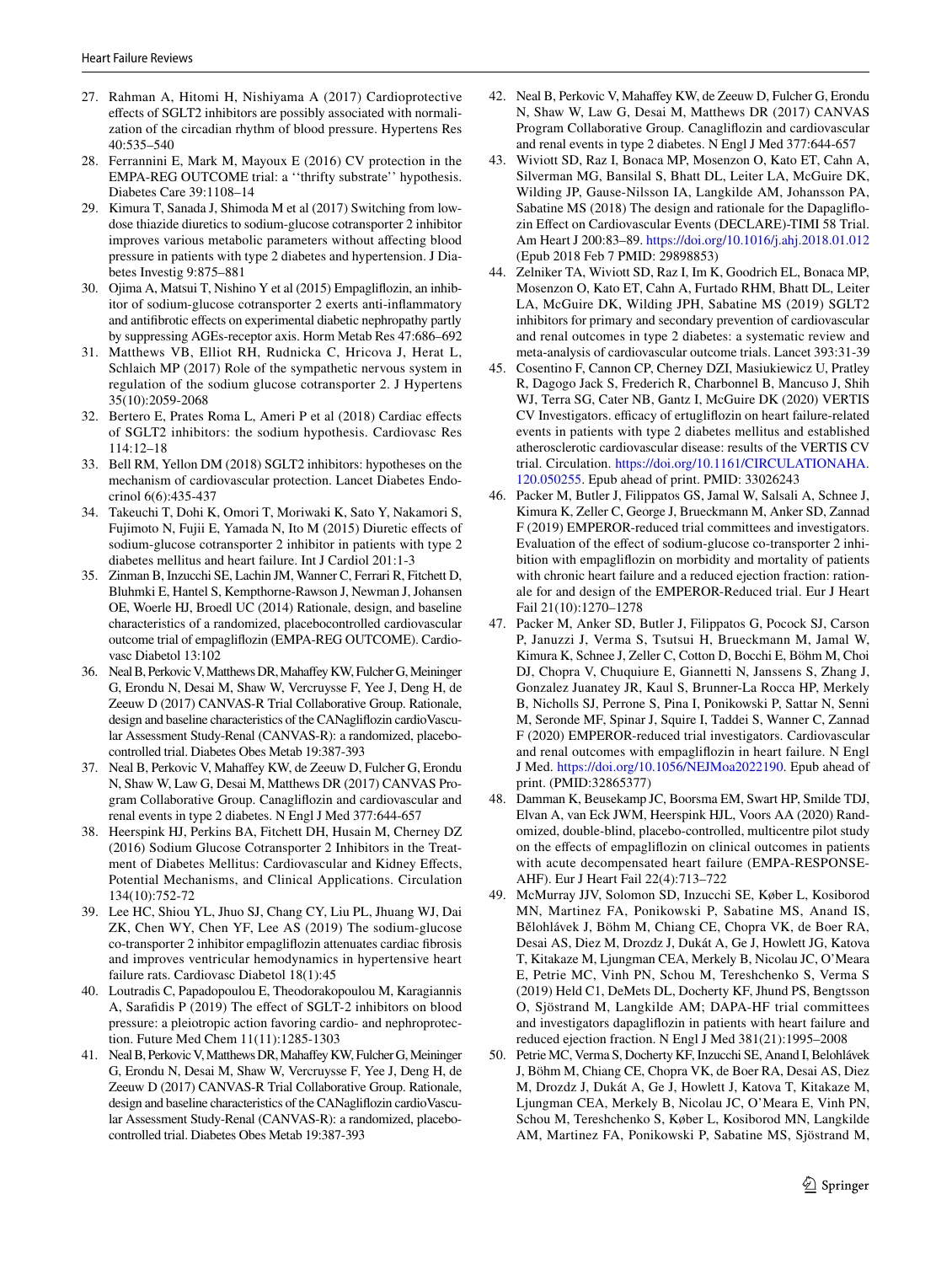27. Rahman A, Hitomi H, Nishiyama A (2017) Cardioprotective effects of SGLT2 inhibitors are possibly associated with normalization of the circadian rhythm of blood pressure. Hypertens Res 40:535–540
28. Ferrannini E, Mark M, Mayoux E (2016) CV protection in the EMPA-REG OUTCOME trial: a ''thrifty substrate'' hypothesis. Diabetes Care 39:1108–14
29. Kimura T, Sanada J, Shimoda M et al (2017) Switching from low-dose thiazide diuretics to sodium-glucose cotransporter 2 inhibitor improves various metabolic parameters without affecting blood pressure in patients with type 2 diabetes and hypertension. J Diabetes Investig 9:875–881
30. Ojima A, Matsui T, Nishino Y et al (2015) Empagliflozin, an inhibitor of sodium-glucose cotransporter 2 exerts anti-inflammatory and antifibrotic effects on experimental diabetic nephropathy partly by suppressing AGEs-receptor axis. Horm Metab Res 47:686–692
31. Matthews VB, Elliot RH, Rudnicka C, Hricova J, Herat L, Schlaich MP (2017) Role of the sympathetic nervous system in regulation of the sodium glucose cotransporter 2. J Hypertens 35(10):2059-2068
32. Bertero E, Prates Roma L, Ameri P et al (2018) Cardiac effects of SGLT2 inhibitors: the sodium hypothesis. Cardiovasc Res 114:12–18
33. Bell RM, Yellon DM (2018) SGLT2 inhibitors: hypotheses on the mechanism of cardiovascular protection. Lancet Diabetes Endocrinol 6(6):435-437
34. Takeuchi T, Dohi K, Omori T, Moriwaki K, Sato Y, Nakamori S, Fujimoto N, Fujii E, Yamada N, Ito M (2015) Diuretic effects of sodium-glucose cotransporter 2 inhibitor in patients with type 2 diabetes mellitus and heart failure. Int J Cardiol 201:1-3
35. Zinman B, Inzucchi SE, Lachin JM, Wanner C, Ferrari R, Fitchett D, Bluhmki E, Hantel S, Kempthorne-Rawson J, Newman J, Johansen OE, Woerle HJ, Broedl UC (2014) Rationale, design, and baseline characteristics of a randomized, placebocontrolled cardiovascular outcome trial of empagliflozin (EMPA-REG OUTCOME). Cardiovasc Diabetol 13:102
36. Neal B, Perkovic V, Matthews DR, Mahaffey KW, Fulcher G, Meininger G, Erondu N, Desai M, Shaw W, Vercruysse F, Yee J, Deng H, de Zeeuw D (2017) CANVAS-R Trial Collaborative Group. Rationale, design and baseline characteristics of the CANagliflozin cardioVascular Assessment Study-Renal (CANVAS-R): a randomized, placebo-controlled trial. Diabetes Obes Metab 19:387-393
37. Neal B, Perkovic V, Mahaffey KW, de Zeeuw D, Fulcher G, Erondu N, Shaw W, Law G, Desai M, Matthews DR (2017) CANVAS Program Collaborative Group. Canagliflozin and cardiovascular and renal events in type 2 diabetes. N Engl J Med 377:644-657
38. Heerspink HJ, Perkins BA, Fitchett DH, Husain M, Cherney DZ (2016) Sodium Glucose Cotransporter 2 Inhibitors in the Treatment of Diabetes Mellitus: Cardiovascular and Kidney Effects, Potential Mechanisms, and Clinical Applications. Circulation 134(10):752-72
39. Lee HC, Shiou YL, Jhuo SJ, Chang CY, Liu PL, Jhuang WJ, Dai ZK, Chen WY, Chen YF, Lee AS (2019) The sodium-glucose co-transporter 2 inhibitor empagliflozin attenuates cardiac fibrosis and improves ventricular hemodynamics in hypertensive heart failure rats. Cardiovasc Diabetol 18(1):45
40. Loutradis C, Papadopoulou E, Theodorakopoulou M, Karagiannis A, Sarafidis P (2019) The effect of SGLT-2 inhibitors on blood pressure: a pleiotropic action favoring cardio- and nephroprotection. Future Med Chem 11(11):1285-1303
41. Neal B, Perkovic V, Matthews DR, Mahaffey KW, Fulcher G, Meininger G, Erondu N, Desai M, Shaw W, Vercruysse F, Yee J, Deng H, de Zeeuw D (2017) CANVAS-R Trial Collaborative Group. Rationale, design and baseline characteristics of the CANagliflozin cardioVascular Assessment Study-Renal (CANVAS-R): a randomized, placebo-controlled trial. Diabetes Obes Metab 19:387-393
42. Neal B, Perkovic V, Mahaffey KW, de Zeeuw D, Fulcher G, Erondu N, Shaw W, Law G, Desai M, Matthews DR (2017) CANVAS Program Collaborative Group. Canagliflozin and cardiovascular and renal events in type 2 diabetes. N Engl J Med 377:644-657
43. Wiviott SD, Raz I, Bonaca MP, Mosenzon O, Kato ET, Cahn A, Silverman MG, Bansilal S, Bhatt DL, Leiter LA, McGuire DK, Wilding JP, Gause-Nilsson IA, Langkilde AM, Johansson PA, Sabatine MS (2018) The design and rationale for the Dapagliflozin Effect on Cardiovascular Events (DECLARE)-TIMI 58 Trial. Am Heart J 200:83–89. https://doi.org/10.1016/j.ahj.2018.01.012 (Epub 2018 Feb 7 PMID: 29898853)
44. Zelniker TA, Wiviott SD, Raz I, Im K, Goodrich EL, Bonaca MP, Mosenzon O, Kato ET, Cahn A, Furtado RHM, Bhatt DL, Leiter LA, McGuire DK, Wilding JPH, Sabatine MS (2019) SGLT2 inhibitors for primary and secondary prevention of cardiovascular and renal outcomes in type 2 diabetes: a systematic review and meta-analysis of cardiovascular outcome trials. Lancet 393:31-39
45. Cosentino F, Cannon CP, Cherney DZI, Masiukiewicz U, Pratley R, Dagogo Jack S, Frederich R, Charbonnel B, Mancuso J, Shih WJ, Terra SG, Cater NB, Gantz I, McGuire DK (2020) VERTIS CV Investigators. efficacy of ertugliflozin on heart failure-related events in patients with type 2 diabetes mellitus and established atherosclerotic cardiovascular disease: results of the VERTIS CV trial. Circulation. https://doi.org/10.1161/CIRCULATIONAHA.120.050255. Epub ahead of print. PMID: 33026243
46. Packer M, Butler J, Filippatos GS, Jamal W, Salsali A, Schnee J, Kimura K, Zeller C, George J, Brueckmann M, Anker SD, Zannad F (2019) EMPEROR-reduced trial committees and investigators. Evaluation of the effect of sodium-glucose co-transporter 2 inhibition with empagliflozin on morbidity and mortality of patients with chronic heart failure and a reduced ejection fraction: rationale for and design of the EMPEROR-Reduced trial. Eur J Heart Fail 21(10):1270–1278
47. Packer M, Anker SD, Butler J, Filippatos G, Pocock SJ, Carson P, Januzzi J, Verma S, Tsutsui H, Brueckmann M, Jamal W, Kimura K, Schnee J, Zeller C, Cotton D, Bocchi E, Böhm M, Choi DJ, Chopra V, Chuquiure E, Giannetti N, Janssens S, Zhang J, Gonzalez Juanatey JR, Kaul S, Brunner-La Rocca HP, Merkely B, Nicholls SJ, Perrone S, Pina I, Ponikowski P, Sattar N, Senni M, Seronde MF, Spinar J, Squire I, Taddei S, Wanner C, Zannad F (2020) EMPEROR-reduced trial investigators. Cardiovascular and renal outcomes with empagliflozin in heart failure. N Engl J Med. https://doi.org/10.1056/NEJMoa2022190. Epub ahead of print. (PMID:32865377)
48. Damman K, Beusekamp JC, Boorsma EM, Swart HP, Smilde TDJ, Elvan A, van Eck JWM, Heerspink HJL, Voors AA (2020) Randomized, double-blind, placebo-controlled, multicentre pilot study on the effects of empagliflozin on clinical outcomes in patients with acute decompensated heart failure (EMPA-RESPONSE-AHF). Eur J Heart Fail 22(4):713–722
49. McMurray JJV, Solomon SD, Inzucchi SE, Køber L, Kosiborod MN, Martinez FA, Ponikowski P, Sabatine MS, Anand IS, Bělohlávek J, Böhm M, Chiang CE, Chopra VK, de Boer RA, Desai AS, Diez M, Drozdz J, Dukát A, Ge J, Howlett JG, Katova T, Kitakaze M, Ljungman CEA, Merkely B, Nicolau JC, O'Meara E, Petrie MC, Vinh PN, Schou M, Tereshchenko S, Verma S (2019) Held C1, DeMets DL, Docherty KF, Jhund PS, Bengtsson O, Sjöstrand M, Langkilde AM; DAPA-HF trial committees and investigators dapagliflozin in patients with heart failure and reduced ejection fraction. N Engl J Med 381(21):1995–2008
50. Petrie MC, Verma S, Docherty KF, Inzucchi SE, Anand I, Belohlávek J, Böhm M, Chiang CE, Chopra VK, de Boer RA, Desai AS, Diez M, Drozdz J, Dukát A, Ge J, Howlett J, Katova T, Kitakaze M, Ljungman CEA, Merkely B, Nicolau JC, O'Meara E, Vinh PN, Schou M, Tereshchenko S, Køber L, Kosiborod MN, Langkilde AM, Martinez FA, Ponikowski P, Sabatine MS, Sjöstrand M,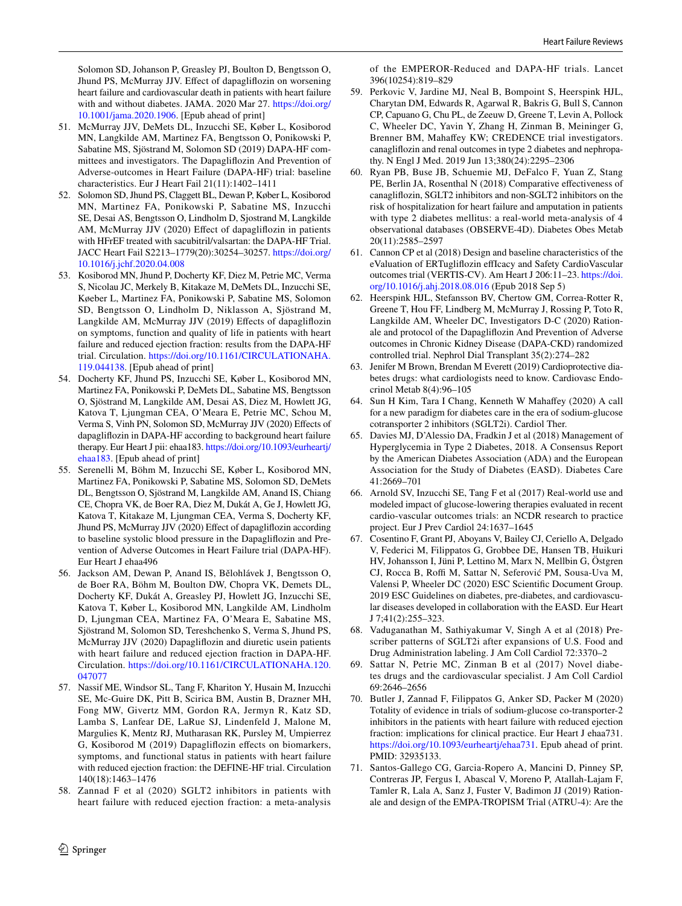Solomon SD, Johanson P, Greasley PJ, Boulton D, Bengtsson O, Jhund PS, McMurray JJV. Effect of dapagliflozin on worsening heart failure and cardiovascular death in patients with heart failure with and without diabetes. JAMA. 2020 Mar 27. https://doi.org/10.1001/jama.2020.1906. [Epub ahead of print]

51. McMurray JJV, DeMets DL, Inzucchi SE, Køber L, Kosiborod MN, Langkilde AM, Martinez FA, Bengtsson O, Ponikowski P, Sabatine MS, Sjöstrand M, Solomon SD (2019) DAPA-HF committees and investigators. The Dapagliflozin And Prevention of Adverse-outcomes in Heart Failure (DAPA-HF) trial: baseline characteristics. Eur J Heart Fail 21(11):1402–1411
52. Solomon SD, Jhund PS, Claggett BL, Dewan P, Køber L, Kosiborod MN, Martinez FA, Ponikowski P, Sabatine MS, Inzucchi SE, Desai AS, Bengtsson O, Lindholm D, Sjostrand M, Langkilde AM, McMurray JJV (2020) Effect of dapagliflozin in patients with HFrEF treated with sacubitril/valsartan: the DAPA-HF Trial. JACC Heart Fail S2213–1779(20):30254–30257. https://doi.org/10.1016/j.jchf.2020.04.008
53. Kosiborod MN, Jhund P, Docherty KF, Diez M, Petrie MC, Verma S, Nicolau JC, Merkely B, Kitakaze M, DeMets DL, Inzucchi SE, Køeber L, Martinez FA, Ponikowski P, Sabatine MS, Solomon SD, Bengtsson O, Lindholm D, Niklasson A, Sjöstrand M, Langkilde AM, McMurray JJV (2019) Effects of dapagliflozin on symptoms, function and quality of life in patients with heart failure and reduced ejection fraction: results from the DAPA-HF trial. Circulation. https://doi.org/10.1161/CIRCULATIONAHA.119.044138. [Epub ahead of print]
54. Docherty KF, Jhund PS, Inzucchi SE, Køber L, Kosiborod MN, Martinez FA, Ponikowski P, DeMets DL, Sabatine MS, Bengtsson O, Sjöstrand M, Langkilde AM, Desai AS, Diez M, Howlett JG, Katova T, Ljungman CEA, O'Meara E, Petrie MC, Schou M, Verma S, Vinh PN, Solomon SD, McMurray JJV (2020) Effects of dapagliflozin in DAPA-HF according to background heart failure therapy. Eur Heart J pii: ehaa183. https://doi.org/10.1093/eurheartj/ehaa183. [Epub ahead of print]
55. Serenelli M, Böhm M, Inzucchi SE, Køber L, Kosiborod MN, Martinez FA, Ponikowski P, Sabatine MS, Solomon SD, DeMets DL, Bengtsson O, Sjöstrand M, Langkilde AM, Anand IS, Chiang CE, Chopra VK, de Boer RA, Diez M, Dukát A, Ge J, Howlett JG, Katova T, Kitakaze M, Ljungman CEA, Verma S, Docherty KF, Jhund PS, McMurray JJV (2020) Effect of dapagliflozin according to baseline systolic blood pressure in the Dapagliflozin and Prevention of Adverse Outcomes in Heart Failure trial (DAPA-HF). Eur Heart J ehaa496
56. Jackson AM, Dewan P, Anand IS, Bělohlávek J, Bengtsson O, de Boer RA, Böhm M, Boulton DW, Chopra VK, Demets DL, Docherty KF, Dukát A, Greasley PJ, Howlett JG, Inzucchi SE, Katova T, Køber L, Kosiborod MN, Langkilde AM, Lindholm D, Ljungman CEA, Martinez FA, O'Meara E, Sabatine MS, Sjöstrand M, Solomon SD, Tereshchenko S, Verma S, Jhund PS, McMurray JJV (2020) Dapagliflozin and diuretic usein patients with heart failure and reduced ejection fraction in DAPA-HF. Circulation. https://doi.org/10.1161/CIRCULATIONAHA.120.047077
57. Nassif ME, Windsor SL, Tang F, Khariton Y, Husain M, Inzucchi SE, Mc-Guire DK, Pitt B, Scirica BM, Austin B, Drazner MH, Fong MW, Givertz MM, Gordon RA, Jermyn R, Katz SD, Lamba S, Lanfear DE, LaRue SJ, Lindenfeld J, Malone M, Margulies K, Mentz RJ, Mutharasan RK, Pursley M, Umpierrez G, Kosiborod M (2019) Dapagliflozin effects on biomarkers, symptoms, and functional status in patients with heart failure with reduced ejection fraction: the DEFINE-HF trial. Circulation 140(18):1463–1476
58. Zannad F et al (2020) SGLT2 inhibitors in patients with heart failure with reduced ejection fraction: a meta-analysis of the EMPEROR-Reduced and DAPA-HF trials. Lancet 396(10254):819–829
59. Perkovic V, Jardine MJ, Neal B, Bompoint S, Heerspink HJL, Charytan DM, Edwards R, Agarwal R, Bakris G, Bull S, Cannon CP, Capuano G, Chu PL, de Zeeuw D, Greene T, Levin A, Pollock C, Wheeler DC, Yavin Y, Zhang H, Zinman B, Meininger G, Brenner BM, Mahaffey KW; CREDENCE trial investigators. canagliflozin and renal outcomes in type 2 diabetes and nephropathy. N Engl J Med. 2019 Jun 13;380(24):2295–2306
60. Ryan PB, Buse JB, Schuemie MJ, DeFalco F, Yuan Z, Stang PE, Berlin JA, Rosenthal N (2018) Comparative effectiveness of canagliflozin, SGLT2 inhibitors and non-SGLT2 inhibitors on the risk of hospitalization for heart failure and amputation in patients with type 2 diabetes mellitus: a real-world meta-analysis of 4 observational databases (OBSERVE-4D). Diabetes Obes Metab 20(11):2585–2597
61. Cannon CP et al (2018) Design and baseline characteristics of the eValuation of ERTugliflozin effIcacy and Safety CardioVascular outcomes trial (VERTIS-CV). Am Heart J 206:11–23. https://doi.org/10.1016/j.ahj.2018.08.016 (Epub 2018 Sep 5)
62. Heerspink HJL, Stefansson BV, Chertow GM, Correa-Rotter R, Greene T, Hou FF, Lindberg M, McMurray J, Rossing P, Toto R, Langkilde AM, Wheeler DC, Investigators D-C (2020) Rationale and protocol of the Dapagliflozin And Prevention of Adverse outcomes in Chronic Kidney Disease (DAPA-CKD) randomized controlled trial. Nephrol Dial Transplant 35(2):274–282
63. Jenifer M Brown, Brendan M Everett (2019) Cardioprotective diabetes drugs: what cardiologists need to know. Cardiovasc Endocrinol Metab 8(4):96–105
64. Sun H Kim, Tara I Chang, Kenneth W Mahaffey (2020) A call for a new paradigm for diabetes care in the era of sodium-glucose cotransporter 2 inhibitors (SGLT2i). Cardiol Ther.
65. Davies MJ, D'Alessio DA, Fradkin J et al (2018) Management of Hyperglycemia in Type 2 Diabetes, 2018. A Consensus Report by the American Diabetes Association (ADA) and the European Association for the Study of Diabetes (EASD). Diabetes Care 41:2669–701
66. Arnold SV, Inzucchi SE, Tang F et al (2017) Real-world use and modeled impact of glucose-lowering therapies evaluated in recent cardio-vascular outcomes trials: an NCDR research to practice project. Eur J Prev Cardiol 24:1637–1645
67. Cosentino F, Grant PJ, Aboyans V, Bailey CJ, Ceriello A, Delgado V, Federici M, Filippatos G, Grobbee DE, Hansen TB, Huikuri HV, Johansson I, Jüni P, Lettino M, Marx N, Mellbin G, Östgren CJ, Rocca B, Roffi M, Sattar N, Seferović PM, Sousa-Uva M, Valensi P, Wheeler DC (2020) ESC Scientific Document Group. 2019 ESC Guidelines on diabetes, pre-diabetes, and cardiovascular diseases developed in collaboration with the EASD. Eur Heart J 7;41(2):255–323.
68. Vaduganathan M, Sathiyakumar V, Singh A et al (2018) Prescriber patterns of SGLT2i after expansions of U.S. Food and Drug Administration labeling. J Am Coll Cardiol 72:3370–2
69. Sattar N, Petrie MC, Zinman B et al (2017) Novel diabetes drugs and the cardiovascular specialist. J Am Coll Cardiol 69:2646–2656
70. Butler J, Zannad F, Filippatos G, Anker SD, Packer M (2020) Totality of evidence in trials of sodium-glucose co-transporter-2 inhibitors in the patients with heart failure with reduced ejection fraction: implications for clinical practice. Eur Heart J ehaa731. https://doi.org/10.1093/eurheartj/ehaa731. Epub ahead of print. PMID: 32935133.
71. Santos-Gallego CG, Garcia-Ropero A, Mancini D, Pinney SP, Contreras JP, Fergus I, Abascal V, Moreno P, Atallah-Lajam F, Tamler R, Lala A, Sanz J, Fuster V, Badimon JJ (2019) Rationale and design of the EMPA-TROPISM Trial (ATRU-4): Are the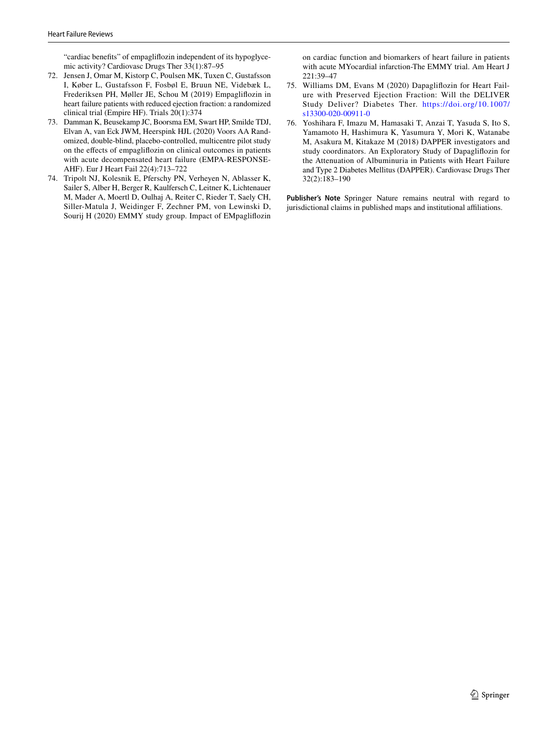"cardiac benefits" of empagliflozin independent of its hypoglycemic activity? Cardiovasc Drugs Ther 33(1):87–95

72. Jensen J, Omar M, Kistorp C, Poulsen MK, Tuxen C, Gustafsson I, Køber L, Gustafsson F, Fosbøl E, Bruun NE, Videbæk L, Frederiksen PH, Møller JE, Schou M (2019) Empagliflozin in heart failure patients with reduced ejection fraction: a randomized clinical trial (Empire HF). Trials 20(1):374
73. Damman K, Beusekamp JC, Boorsma EM, Swart HP, Smilde TDJ, Elvan A, van Eck JWM, Heerspink HJL (2020) Voors AA Randomized, double-blind, placebo-controlled, multicentre pilot study on the effects of empagliflozin on clinical outcomes in patients with acute decompensated heart failure (EMPA-RESPONSE-AHF). Eur J Heart Fail 22(4):713–722
74. Tripolt NJ, Kolesnik E, Pferschy PN, Verheyen N, Ablasser K, Sailer S, Alber H, Berger R, Kaulfersch C, Leitner K, Lichtenauer M, Mader A, Moertl D, Oulhaj A, Reiter C, Rieder T, Saely CH, Siller-Matula J, Weidinger F, Zechner PM, von Lewinski D, Sourij H (2020) EMMY study group. Impact of EMpagliflozin on cardiac function and biomarkers of heart failure in patients with acute MYocardial infarction-The EMMY trial. Am Heart J 221:39–47
75. Williams DM, Evans M (2020) Dapagliflozin for Heart Failure with Preserved Ejection Fraction: Will the DELIVER Study Deliver? Diabetes Ther. https://doi.org/10.1007/s13300-020-00911-0
76. Yoshihara F, Imazu M, Hamasaki T, Anzai T, Yasuda S, Ito S, Yamamoto H, Hashimura K, Yasumura Y, Mori K, Watanabe M, Asakura M, Kitakaze M (2018) DAPPER investigators and study coordinators. An Exploratory Study of Dapagliflozin for the Attenuation of Albuminuria in Patients with Heart Failure and Type 2 Diabetes Mellitus (DAPPER). Cardiovasc Drugs Ther 32(2):183–190

**Publisher's Note** Springer Nature remains neutral with regard to jurisdictional claims in published maps and institutional affiliations.